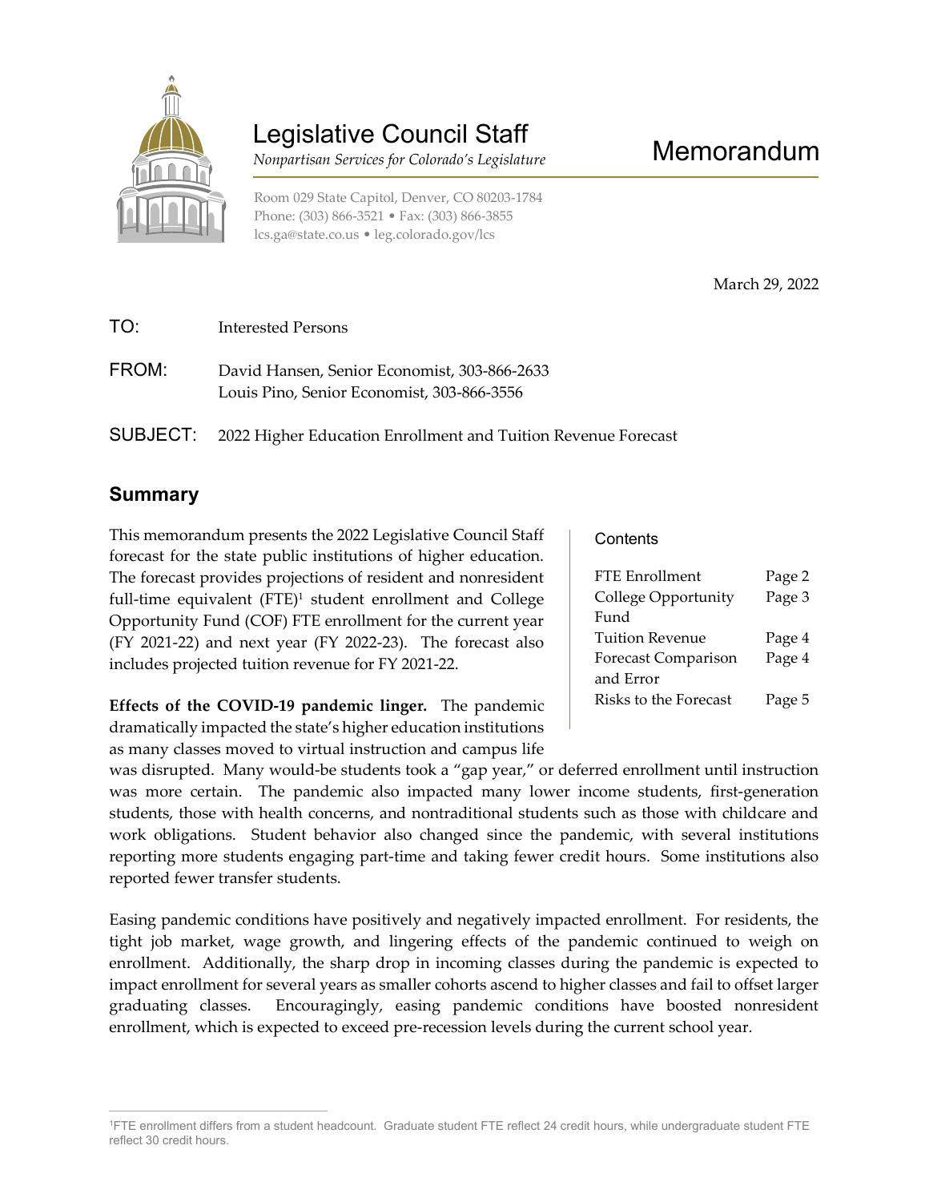# Legislative Council Staff

*Nonpartisan Services for Colorado's Legislature*

Room 029 State Capitol, Denver, CO 80203-1784
Phone: (303) 866-3521 • Fax: (303) 866-3855
lcs.ga@state.co.us • leg.colorado.gov/lcs

# Memorandum

March 29, 2022

**TO:** Interested Persons

**FROM:** David Hansen, Senior Economist, 303-866-2633
Louis Pino, Senior Economist, 303-866-3556

**SUBJECT:** 2022 Higher Education Enrollment and Tuition Revenue Forecast

## Summary

This memorandum presents the 2022 Legislative Council Staff forecast for the state public institutions of higher education. The forecast provides projections of resident and nonresident full-time equivalent (FTE)[1] student enrollment and College Opportunity Fund (COF) FTE enrollment for the current year (FY 2021-22) and next year (FY 2022-23). The forecast also includes projected tuition revenue for FY 2021-22.

**Contents**

| | |
|---|---|
| FTE Enrollment | Page 2 |
| College Opportunity Fund | Page 3 |
| Tuition Revenue | Page 4 |
| Forecast Comparison and Error | Page 4 |
| Risks to the Forecast | Page 5 |

**Effects of the COVID-19 pandemic linger.** The pandemic dramatically impacted the state's higher education institutions as many classes moved to virtual instruction and campus life was disrupted. Many would-be students took a "gap year," or deferred enrollment until instruction was more certain. The pandemic also impacted many lower income students, first-generation students, those with health concerns, and nontraditional students such as those with childcare and work obligations. Student behavior also changed since the pandemic, with several institutions reporting more students engaging part-time and taking fewer credit hours. Some institutions also reported fewer transfer students.

Easing pandemic conditions have positively and negatively impacted enrollment. For residents, the tight job market, wage growth, and lingering effects of the pandemic continued to weigh on enrollment. Additionally, the sharp drop in incoming classes during the pandemic is expected to impact enrollment for several years as smaller cohorts ascend to higher classes and fail to offset larger graduating classes. Encouragingly, easing pandemic conditions have boosted nonresident enrollment, which is expected to exceed pre-recession levels during the current school year.

[1]FTE enrollment differs from a student headcount. Graduate student FTE reflect 24 credit hours, while undergraduate student FTE reflect 30 credit hours.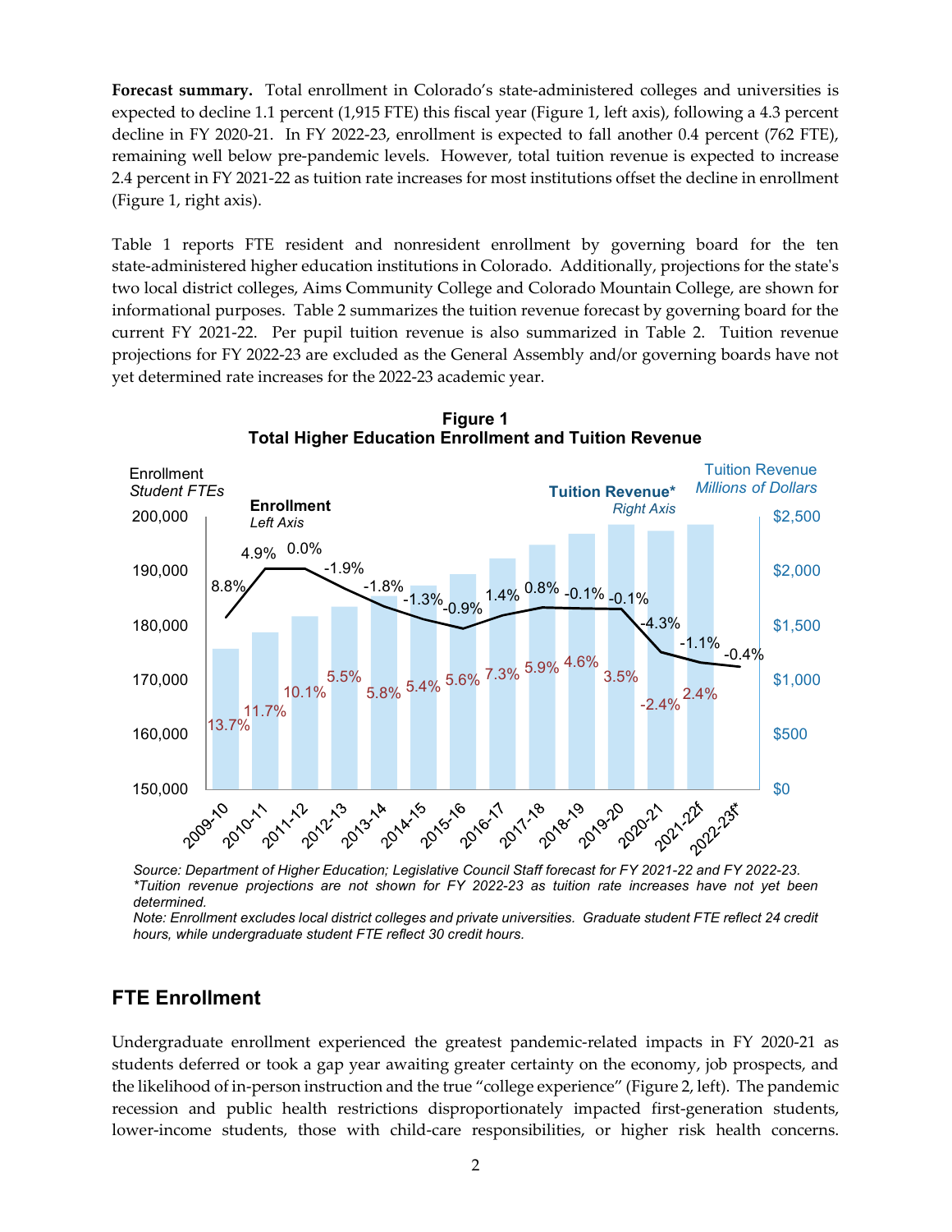**Forecast summary.** Total enrollment in Colorado's state-administered colleges and universities is expected to decline 1.1 percent (1,915 FTE) this fiscal year (Figure 1, left axis), following a 4.3 percent decline in FY 2020-21. In FY 2022-23, enrollment is expected to fall another 0.4 percent (762 FTE), remaining well below pre-pandemic levels. However, total tuition revenue is expected to increase 2.4 percent in FY 2021-22 as tuition rate increases for most institutions offset the decline in enrollment (Figure 1, right axis).

Table 1 reports FTE resident and nonresident enrollment by governing board for the ten state-administered higher education institutions in Colorado. Additionally, projections for the state's two local district colleges, Aims Community College and Colorado Mountain College, are shown for informational purposes. Table 2 summarizes the tuition revenue forecast by governing board for the current FY 2021-22. Per pupil tuition revenue is also summarized in Table 2. Tuition revenue projections for FY 2022-23 are excluded as the General Assembly and/or governing boards have not yet determined rate increases for the 2022-23 academic year.

**Figure 1**
**Total Higher Education Enrollment and Tuition Revenue**

| Fiscal Year | Enrollment % Change (Left Axis) | Tuition Revenue* % Change (Right Axis) |
|---|---|---|
| 2009-10 | 8.8% | 13.7% |
| 2010-11 | 4.9% | 11.7% |
| 2011-12 | 0.0% | 10.1% |
| 2012-13 | -1.9% | 5.5% |
| 2013-14 | -1.8% | 5.8% |
| 2014-15 | -1.3% | 5.4% |
| 2015-16 | -0.9% | 5.6% |
| 2016-17 | 1.4% | 7.3% |
| 2017-18 | 0.8% | 5.9% |
| 2018-19 | -0.1% | 4.6% |
| 2019-20 | -0.1% | 3.5% |
| 2020-21 | -4.3% | -2.4% |
| 2021-22f | -1.1% | 2.4% |
| 2022-23f* | -0.4% | |

*Source: Department of Higher Education; Legislative Council Staff forecast for FY 2021-22 and FY 2022-23.*
*\*Tuition revenue projections are not shown for FY 2022-23 as tuition rate increases have not yet been determined.*
*Note: Enrollment excludes local district colleges and private universities. Graduate student FTE reflect 24 credit hours, while undergraduate student FTE reflect 30 credit hours.*

## FTE Enrollment

Undergraduate enrollment experienced the greatest pandemic-related impacts in FY 2020-21 as students deferred or took a gap year awaiting greater certainty on the economy, job prospects, and the likelihood of in-person instruction and the true "college experience" (Figure 2, left). The pandemic recession and public health restrictions disproportionately impacted first-generation students, lower-income students, those with child-care responsibilities, or higher risk health concerns.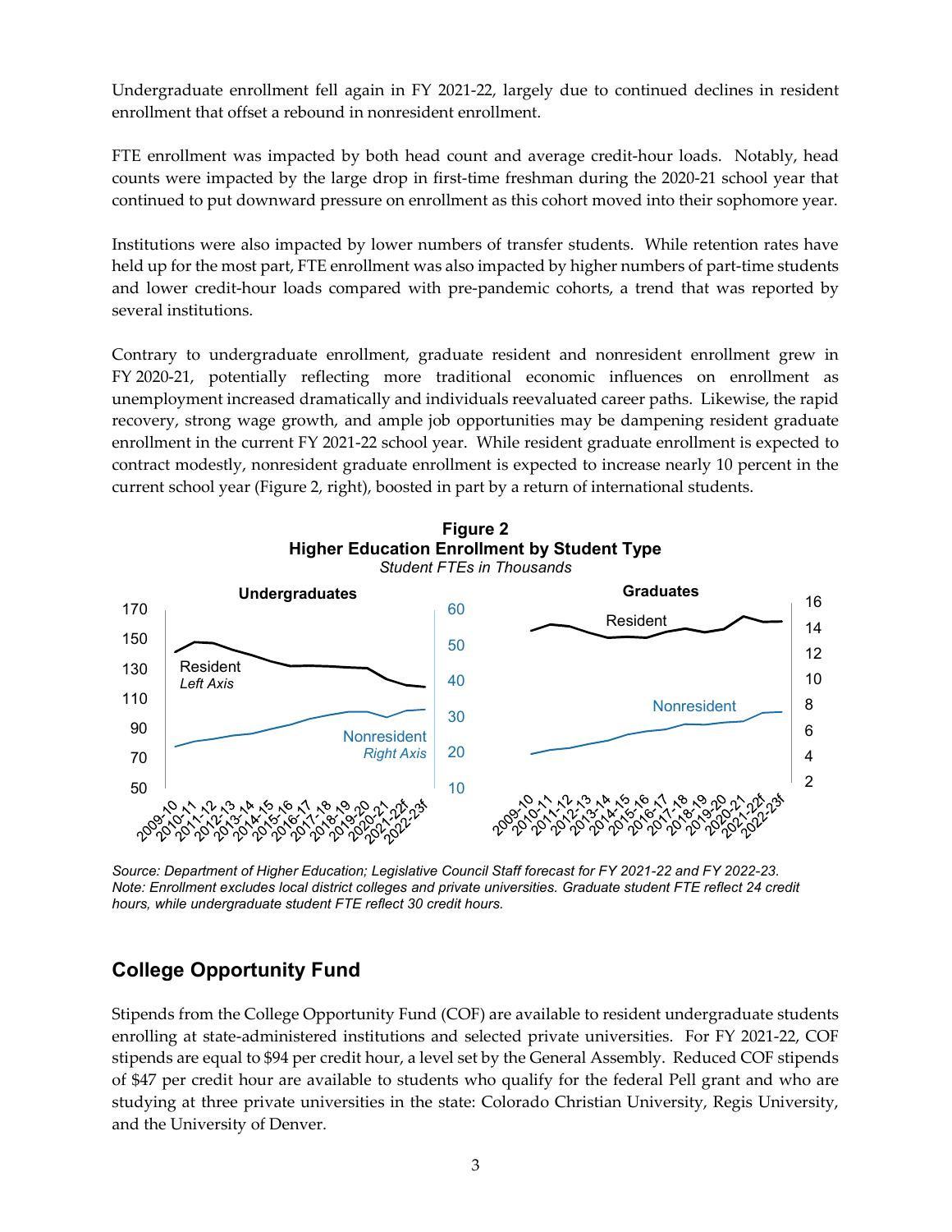Undergraduate enrollment fell again in FY 2021-22, largely due to continued declines in resident enrollment that offset a rebound in nonresident enrollment.

FTE enrollment was impacted by both head count and average credit-hour loads. Notably, head counts were impacted by the large drop in first-time freshman during the 2020-21 school year that continued to put downward pressure on enrollment as this cohort moved into their sophomore year.

Institutions were also impacted by lower numbers of transfer students. While retention rates have held up for the most part, FTE enrollment was also impacted by higher numbers of part-time students and lower credit-hour loads compared with pre-pandemic cohorts, a trend that was reported by several institutions.

Contrary to undergraduate enrollment, graduate resident and nonresident enrollment grew in FY 2020-21, potentially reflecting more traditional economic influences on enrollment as unemployment increased dramatically and individuals reevaluated career paths. Likewise, the rapid recovery, strong wage growth, and ample job opportunities may be dampening resident graduate enrollment in the current FY 2021-22 school year. While resident graduate enrollment is expected to contract modestly, nonresident graduate enrollment is expected to increase nearly 10 percent in the current school year (Figure 2, right), boosted in part by a return of international students.

**Figure 2**
**Higher Education Enrollment by Student Type**
*Student FTEs in Thousands*

*Source: Department of Higher Education; Legislative Council Staff forecast for FY 2021-22 and FY 2022-23. Note: Enrollment excludes local district colleges and private universities. Graduate student FTE reflect 24 credit hours, while undergraduate student FTE reflect 30 credit hours.*

## College Opportunity Fund

Stipends from the College Opportunity Fund (COF) are available to resident undergraduate students enrolling at state-administered institutions and selected private universities. For FY 2021-22, COF stipends are equal to $94 per credit hour, a level set by the General Assembly. Reduced COF stipends of $47 per credit hour are available to students who qualify for the federal Pell grant and who are studying at three private universities in the state: Colorado Christian University, Regis University, and the University of Denver.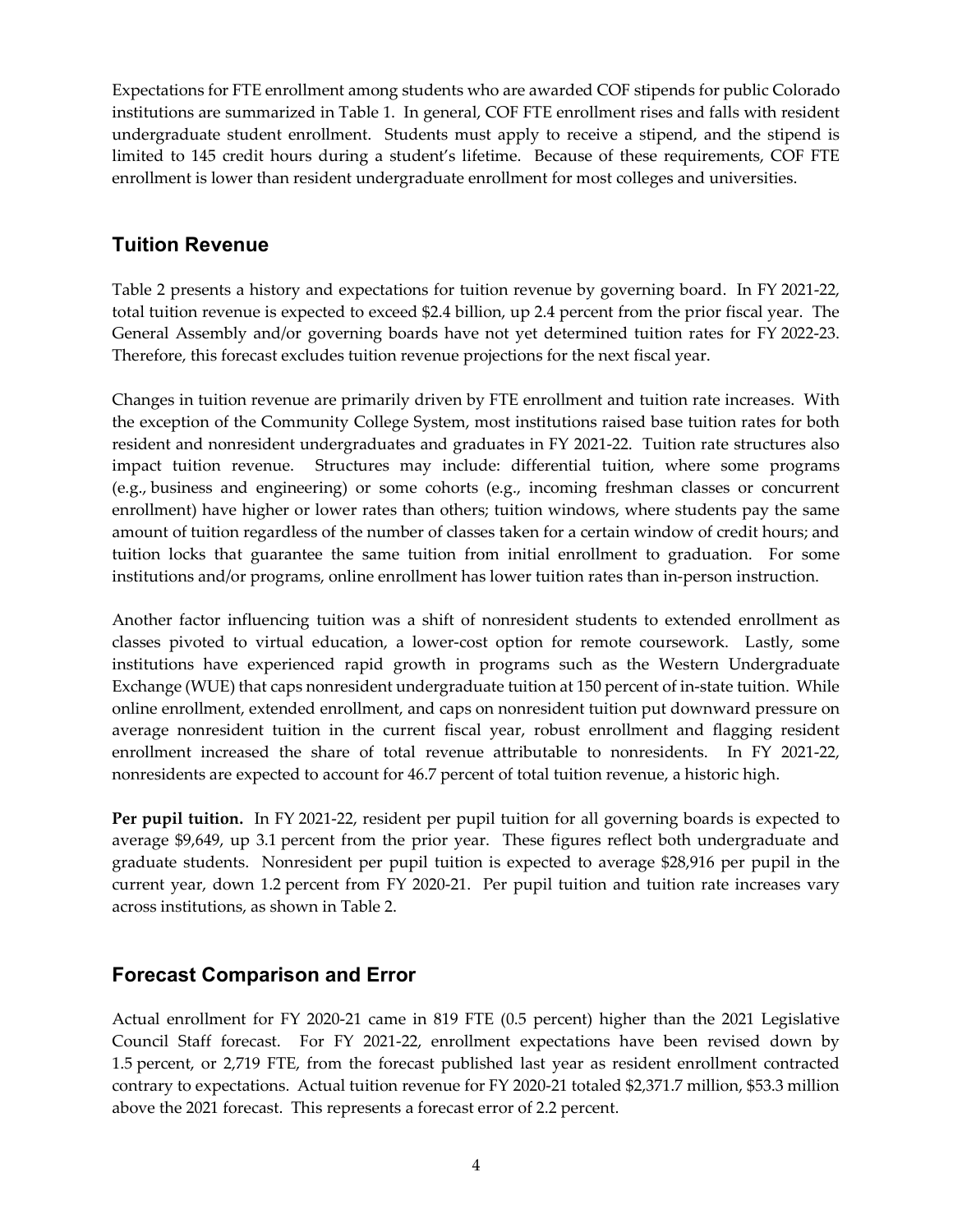Expectations for FTE enrollment among students who are awarded COF stipends for public Colorado institutions are summarized in Table 1. In general, COF FTE enrollment rises and falls with resident undergraduate student enrollment. Students must apply to receive a stipend, and the stipend is limited to 145 credit hours during a student's lifetime. Because of these requirements, COF FTE enrollment is lower than resident undergraduate enrollment for most colleges and universities.

## Tuition Revenue

Table 2 presents a history and expectations for tuition revenue by governing board. In FY 2021-22, total tuition revenue is expected to exceed $2.4 billion, up 2.4 percent from the prior fiscal year. The General Assembly and/or governing boards have not yet determined tuition rates for FY 2022-23. Therefore, this forecast excludes tuition revenue projections for the next fiscal year.

Changes in tuition revenue are primarily driven by FTE enrollment and tuition rate increases. With the exception of the Community College System, most institutions raised base tuition rates for both resident and nonresident undergraduates and graduates in FY 2021-22. Tuition rate structures also impact tuition revenue. Structures may include: differential tuition, where some programs (e.g., business and engineering) or some cohorts (e.g., incoming freshman classes or concurrent enrollment) have higher or lower rates than others; tuition windows, where students pay the same amount of tuition regardless of the number of classes taken for a certain window of credit hours; and tuition locks that guarantee the same tuition from initial enrollment to graduation. For some institutions and/or programs, online enrollment has lower tuition rates than in-person instruction.

Another factor influencing tuition was a shift of nonresident students to extended enrollment as classes pivoted to virtual education, a lower-cost option for remote coursework. Lastly, some institutions have experienced rapid growth in programs such as the Western Undergraduate Exchange (WUE) that caps nonresident undergraduate tuition at 150 percent of in-state tuition. While online enrollment, extended enrollment, and caps on nonresident tuition put downward pressure on average nonresident tuition in the current fiscal year, robust enrollment and flagging resident enrollment increased the share of total revenue attributable to nonresidents. In FY 2021-22, nonresidents are expected to account for 46.7 percent of total tuition revenue, a historic high.

**Per pupil tuition.** In FY 2021-22, resident per pupil tuition for all governing boards is expected to average $9,649, up 3.1 percent from the prior year. These figures reflect both undergraduate and graduate students. Nonresident per pupil tuition is expected to average $28,916 per pupil in the current year, down 1.2 percent from FY 2020-21. Per pupil tuition and tuition rate increases vary across institutions, as shown in Table 2.

## Forecast Comparison and Error

Actual enrollment for FY 2020-21 came in 819 FTE (0.5 percent) higher than the 2021 Legislative Council Staff forecast. For FY 2021-22, enrollment expectations have been revised down by 1.5 percent, or 2,719 FTE, from the forecast published last year as resident enrollment contracted contrary to expectations. Actual tuition revenue for FY 2020-21 totaled $2,371.7 million, $53.3 million above the 2021 forecast. This represents a forecast error of 2.2 percent.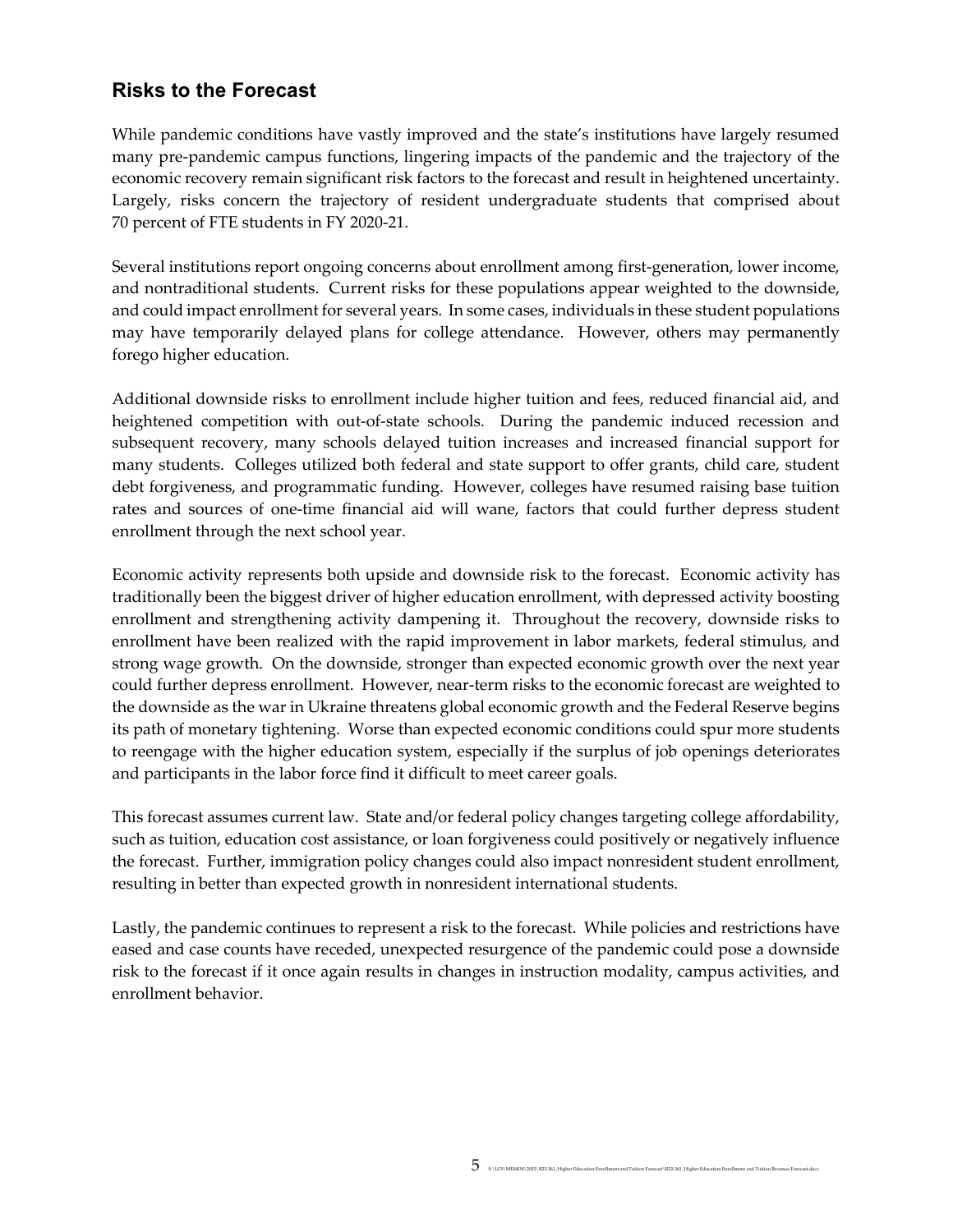## Risks to the Forecast

While pandemic conditions have vastly improved and the state's institutions have largely resumed many pre-pandemic campus functions, lingering impacts of the pandemic and the trajectory of the economic recovery remain significant risk factors to the forecast and result in heightened uncertainty. Largely, risks concern the trajectory of resident undergraduate students that comprised about 70 percent of FTE students in FY 2020-21.

Several institutions report ongoing concerns about enrollment among first-generation, lower income, and nontraditional students. Current risks for these populations appear weighted to the downside, and could impact enrollment for several years. In some cases, individuals in these student populations may have temporarily delayed plans for college attendance. However, others may permanently forego higher education.

Additional downside risks to enrollment include higher tuition and fees, reduced financial aid, and heightened competition with out-of-state schools. During the pandemic induced recession and subsequent recovery, many schools delayed tuition increases and increased financial support for many students. Colleges utilized both federal and state support to offer grants, child care, student debt forgiveness, and programmatic funding. However, colleges have resumed raising base tuition rates and sources of one-time financial aid will wane, factors that could further depress student enrollment through the next school year.

Economic activity represents both upside and downside risk to the forecast. Economic activity has traditionally been the biggest driver of higher education enrollment, with depressed activity boosting enrollment and strengthening activity dampening it. Throughout the recovery, downside risks to enrollment have been realized with the rapid improvement in labor markets, federal stimulus, and strong wage growth. On the downside, stronger than expected economic growth over the next year could further depress enrollment. However, near-term risks to the economic forecast are weighted to the downside as the war in Ukraine threatens global economic growth and the Federal Reserve begins its path of monetary tightening. Worse than expected economic conditions could spur more students to reengage with the higher education system, especially if the surplus of job openings deteriorates and participants in the labor force find it difficult to meet career goals.

This forecast assumes current law. State and/or federal policy changes targeting college affordability, such as tuition, education cost assistance, or loan forgiveness could positively or negatively influence the forecast. Further, immigration policy changes could also impact nonresident student enrollment, resulting in better than expected growth in nonresident international students.

Lastly, the pandemic continues to represent a risk to the forecast. While policies and restrictions have eased and case counts have receded, unexpected resurgence of the pandemic could pose a downside risk to the forecast if it once again results in changes in instruction modality, campus activities, and enrollment behavior.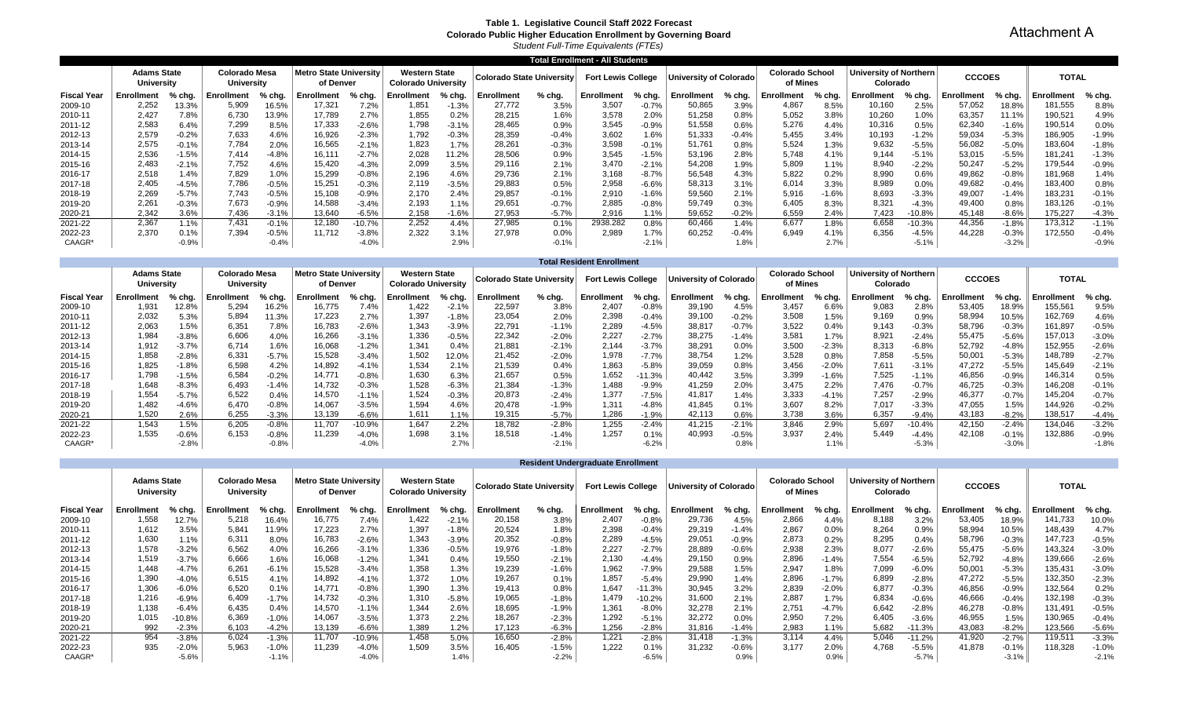Attachment A

# Table 1. Legislative Council Staff 2022 Forecast
## Colorado Public Higher Education Enrollment by Governing Board
*Student Full-Time Equivalents (FTEs)*

### Total Enrollment - All Students

| | Adams State University | | Colorado Mesa University | | Metro State University of Denver | | Western State Colorado University | | Colorado State University | | Fort Lewis College | | University of Colorado | | Colorado School of Mines | | University of Northern Colorado | | CCCOES | | TOTAL | |
|---|---|---|---|---|---|---|---|---|---|---|---|---|---|---|---|---|---|---|---|---|---|---|
| **Fiscal Year** | **Enrollment** | **% chg.** | **Enrollment** | **% chg.** | **Enrollment** | **% chg.** | **Enrollment** | **% chg.** | **Enrollment** | **% chg.** | **Enrollment** | **% chg.** | **Enrollment** | **% chg.** | **Enrollment** | **% chg.** | **Enrollment** | **% chg.** | **Enrollment** | **% chg.** | **Enrollment** | **% chg.** |
| 2009-10 | 2,252 | 13.3% | 5,909 | 16.5% | 17,321 | 7.2% | 1,851 | -1.3% | 27,772 | 3.5% | 3,507 | -0.7% | 50,865 | 3.9% | 4,867 | 8.5% | 10,160 | 2.5% | 57,052 | 18.8% | 181,555 | 8.8% |
| 2010-11 | 2,427 | 7.8% | 6,730 | 13.9% | 17,789 | 2.7% | 1,855 | 0.2% | 28,215 | 1.6% | 3,578 | 2.0% | 51,258 | 0.8% | 5,052 | 3.8% | 10,260 | 1.0% | 63,357 | 11.1% | 190,521 | 4.9% |
| 2011-12 | 2,583 | 6.4% | 7,299 | 8.5% | 17,333 | -2.6% | 1,798 | -3.1% | 28,465 | 0.9% | 3,545 | -0.9% | 51,558 | 0.6% | 5,276 | 4.4% | 10,316 | 0.5% | 62,340 | -1.6% | 190,514 | 0.0% |
| 2012-13 | 2,579 | -0.2% | 7,633 | 4.6% | 16,926 | -2.3% | 1,792 | -0.3% | 28,359 | -0.4% | 3,602 | 1.6% | 51,333 | -0.4% | 5,455 | 3.4% | 10,193 | -1.2% | 59,034 | -5.3% | 186,905 | -1.9% |
| 2013-14 | 2,575 | -0.1% | 7,784 | 2.0% | 16,565 | -2.1% | 1,823 | 1.7% | 28,261 | -0.3% | 3,598 | -0.1% | 51,761 | 0.8% | 5,524 | 1.3% | 9,632 | -5.5% | 56,082 | -5.0% | 183,604 | -1.8% |
| 2014-15 | 2,536 | -1.5% | 7,414 | -4.8% | 16,111 | -2.7% | 2,028 | 11.2% | 28,506 | 0.9% | 3,545 | -1.5% | 53,196 | 2.8% | 5,748 | 4.1% | 9,144 | -5.1% | 53,015 | -5.5% | 181,241 | -1.3% |
| 2015-16 | 2,483 | -2.1% | 7,752 | 4.6% | 15,420 | -4.3% | 2,099 | 3.5% | 29,116 | 2.1% | 3,470 | -2.1% | 54,208 | 1.9% | 5,809 | 1.1% | 8,940 | -2.2% | 50,247 | -5.2% | 179,544 | -0.9% |
| 2016-17 | 2,518 | 1.4% | 7,829 | 1.0% | 15,299 | -0.8% | 2,196 | 4.6% | 29,736 | 2.1% | 3,168 | -8.7% | 56,548 | 4.3% | 5,822 | 0.2% | 8,990 | 0.6% | 49,862 | -0.8% | 181,968 | 1.4% |
| 2017-18 | 2,405 | -4.5% | 7,786 | -0.5% | 15,251 | -0.3% | 2,119 | -3.5% | 29,883 | 0.5% | 2,958 | -6.6% | 58,313 | 3.1% | 6,014 | 3.3% | 8,989 | 0.0% | 49,682 | -0.4% | 183,400 | 0.8% |
| 2018-19 | 2,269 | -5.7% | 7,743 | -0.5% | 15,108 | -0.9% | 2,170 | 2.4% | 29,857 | -0.1% | 2,910 | -1.6% | 59,560 | 2.1% | 5,916 | -1.6% | 8,693 | -3.3% | 49,007 | -1.4% | 183,231 | -0.1% |
| 2019-20 | 2,261 | -0.3% | 7,673 | -0.9% | 14,588 | -3.4% | 2,193 | 1.1% | 29,651 | -0.7% | 2,885 | -0.8% | 59,749 | 0.3% | 6,405 | 8.3% | 8,321 | -4.3% | 49,400 | 0.8% | 183,126 | -0.1% |
| 2020-21 | 2,342 | 3.6% | 7,436 | -3.1% | 13,640 | -6.5% | 2,158 | -1.6% | 27,953 | -5.7% | 2,916 | 1.1% | 59,652 | -0.2% | 6,559 | 2.4% | 7,423 | -10.8% | 45,148 | -8.6% | 175,227 | -4.3% |
| 2021-22 | 2,367 | 1.1% | 7,431 | -0.1% | 12,180 | -10.7% | 2,252 | 4.4% | 27,985 | 0.1% | 2938.282 | 0.8% | 60,466 | 1.4% | 6,677 | 1.8% | 6,658 | -10.3% | 44,356 | -1.8% | 173,312 | -1.1% |
| 2022-23 | 2,370 | 0.1% | 7,394 | -0.5% | 11,712 | -3.8% | 2,322 | 3.1% | 27,978 | 0.0% | 2,989 | 1.7% | 60,252 | -0.4% | 6,949 | 4.1% | 6,356 | -4.5% | 44,228 | -0.3% | 172,550 | -0.4% |
| CAGR* | | -0.9% | | -0.4% | | -4.0% | | 2.9% | | -0.1% | | -2.1% | | 1.8% | | 2.7% | | -5.1% | | -3.2% | | -0.9% |

### Total Resident Enrollment

| | Adams State University | | Colorado Mesa University | | Metro State University of Denver | | Western State Colorado University | | Colorado State University | | Fort Lewis College | | University of Colorado | | Colorado School of Mines | | University of Northern Colorado | | CCCOES | | TOTAL | |
|---|---|---|---|---|---|---|---|---|---|---|---|---|---|---|---|---|---|---|---|---|---|---|
| **Fiscal Year** | **Enrollment** | **% chg.** | **Enrollment** | **% chg.** | **Enrollment** | **% chg.** | **Enrollment** | **% chg.** | **Enrollment** | **% chg.** | **Enrollment** | **% chg.** | **Enrollment** | **% chg.** | **Enrollment** | **% chg.** | **Enrollment** | **% chg.** | **Enrollment** | **% chg.** | **Enrollment** | **% chg.** |
| 2009-10 | 1,931 | 12.8% | 5,294 | 16.2% | 16,775 | 7.4% | 1,422 | -2.1% | 22,597 | 3.8% | 2,407 | -0.8% | 39,190 | 4.5% | 3,457 | 6.6% | 9,083 | 2.8% | 53,405 | 18.9% | 155,561 | 9.5% |
| 2010-11 | 2,032 | 5.3% | 5,894 | 11.3% | 17,223 | 2.7% | 1,397 | -1.8% | 23,054 | 2.0% | 2,398 | -0.4% | 39,100 | -0.2% | 3,508 | 1.5% | 9,169 | 0.9% | 58,994 | 10.5% | 162,769 | 4.6% |
| 2011-12 | 2,063 | 1.5% | 6,351 | 7.8% | 16,783 | -2.6% | 1,343 | -3.9% | 22,791 | -1.1% | 2,289 | -4.5% | 38,817 | -0.7% | 3,522 | 0.4% | 9,143 | -0.3% | 58,796 | -0.3% | 161,897 | -0.5% |
| 2012-13 | 1,984 | -3.8% | 6,606 | 4.0% | 16,266 | -3.1% | 1,336 | -0.5% | 22,342 | -2.0% | 2,227 | -2.7% | 38,275 | -1.4% | 3,581 | 1.7% | 8,921 | -2.4% | 55,475 | -5.6% | 157,013 | -3.0% |
| 2013-14 | 1,912 | -3.7% | 6,714 | 1.6% | 16,068 | -1.2% | 1,341 | 0.4% | 21,881 | -2.1% | 2,144 | -3.7% | 38,291 | 0.0% | 3,500 | -2.3% | 8,313 | -6.8% | 52,792 | -4.8% | 152,955 | -2.6% |
| 2014-15 | 1,858 | -2.8% | 6,331 | -5.7% | 15,528 | -3.4% | 1,502 | 12.0% | 21,452 | -2.0% | 1,978 | -7.7% | 38,754 | 1.2% | 3,528 | 0.8% | 7,858 | -5.5% | 50,001 | -5.3% | 148,789 | -2.7% |
| 2015-16 | 1,825 | -1.8% | 6,598 | 4.2% | 14,892 | -4.1% | 1,534 | 2.1% | 21,539 | 0.4% | 1,863 | -5.8% | 39,059 | 0.8% | 3,456 | -2.0% | 7,611 | -3.1% | 47,272 | -5.5% | 145,649 | -2.1% |
| 2016-17 | 1,798 | -1.5% | 6,584 | -0.2% | 14,771 | -0.8% | 1,630 | 6.3% | 21,657 | 0.5% | 1,652 | -11.3% | 40,442 | 3.5% | 3,399 | -1.6% | 7,525 | -1.1% | 46,856 | -0.9% | 146,314 | 0.5% |
| 2017-18 | 1,648 | -8.3% | 6,493 | -1.4% | 14,732 | -0.3% | 1,528 | -6.3% | 21,384 | -1.3% | 1,488 | -9.9% | 41,259 | 2.0% | 3,475 | 2.2% | 7,476 | -0.7% | 46,725 | -0.3% | 146,208 | -0.1% |
| 2018-19 | 1,554 | -5.7% | 6,522 | 0.4% | 14,570 | -1.1% | 1,524 | -0.3% | 20,873 | -2.4% | 1,377 | -7.5% | 41,817 | 1.4% | 3,333 | -4.1% | 7,257 | -2.9% | 46,377 | -0.7% | 145,204 | -0.7% |
| 2019-20 | 1,482 | -4.6% | 6,470 | -0.8% | 14,067 | -3.5% | 1,594 | 4.6% | 20,478 | -1.9% | 1,311 | -4.8% | 41,845 | 0.1% | 3,607 | 8.2% | 7,017 | -3.3% | 47,055 | 1.5% | 144,926 | -0.2% |
| 2020-21 | 1,520 | 2.6% | 6,255 | -3.3% | 13,139 | -6.6% | 1,611 | 1.1% | 19,315 | -5.7% | 1,286 | -1.9% | 42,113 | 0.6% | 3,738 | 3.6% | 6,357 | -9.4% | 43,183 | -8.2% | 138,517 | -4.4% |
| 2021-22 | 1,543 | 1.5% | 6,205 | -0.8% | 11,707 | -10.9% | 1,647 | 2.2% | 18,782 | -2.8% | 1,255 | -2.4% | 41,215 | -2.1% | 3,846 | 2.9% | 5,697 | -10.4% | 42,150 | -2.4% | 134,046 | -3.2% |
| 2022-23 | 1,535 | -0.6% | 6,153 | -0.8% | 11,239 | -4.0% | 1,698 | 3.1% | 18,518 | -1.4% | 1,257 | 0.1% | 40,993 | -0.5% | 3,937 | 2.4% | 5,449 | -4.4% | 42,108 | -0.1% | 132,886 | -0.9% |
| CAGR* | | -2.8% | | -0.8% | | -4.0% | | 2.7% | | -2.1% | | -6.2% | | 0.8% | | 1.1% | | -5.3% | | -3.0% | | -1.8% |

### Resident Undergraduate Enrollment

| | Adams State University | | Colorado Mesa University | | Metro State University of Denver | | Western State Colorado University | | Colorado State University | | Fort Lewis College | | University of Colorado | | Colorado School of Mines | | University of Northern Colorado | | CCCOES | | TOTAL | |
|---|---|---|---|---|---|---|---|---|---|---|---|---|---|---|---|---|---|---|---|---|---|---|
| **Fiscal Year** | **Enrollment** | **% chg.** | **Enrollment** | **% chg.** | **Enrollment** | **% chg.** | **Enrollment** | **% chg.** | **Enrollment** | **% chg.** | **Enrollment** | **% chg.** | **Enrollment** | **% chg.** | **Enrollment** | **% chg.** | **Enrollment** | **% chg.** | **Enrollment** | **% chg.** | **Enrollment** | **% chg.** |
| 2009-10 | 1,558 | 12.7% | 5,218 | 16.4% | 16,775 | 7.4% | 1,422 | -2.1% | 20,158 | 3.8% | 2,407 | -0.8% | 29,736 | 4.5% | 2,866 | 4.4% | 8,188 | 3.2% | 53,405 | 18.9% | 141,733 | 10.0% |
| 2010-11 | 1,612 | 3.5% | 5,841 | 11.9% | 17,223 | 2.7% | 1,397 | -1.8% | 20,524 | 1.8% | 2,398 | -0.4% | 29,319 | -1.4% | 2,867 | 0.0% | 8,264 | 0.9% | 58,994 | 10.5% | 148,439 | 4.7% |
| 2011-12 | 1,630 | 1.1% | 6,311 | 8.0% | 16,783 | -2.6% | 1,343 | -3.9% | 20,352 | -0.8% | 2,289 | -4.5% | 29,051 | -0.9% | 2,873 | 0.2% | 8,295 | 0.4% | 58,796 | -0.3% | 147,723 | -0.5% |
| 2012-13 | 1,578 | -3.2% | 6,562 | 4.0% | 16,266 | -3.1% | 1,336 | -0.5% | 19,976 | -1.8% | 2,227 | -2.7% | 28,889 | -0.6% | 2,938 | 2.3% | 8,077 | -2.6% | 55,475 | -5.6% | 143,324 | -3.0% |
| 2013-14 | 1,519 | -3.7% | 6,666 | 1.6% | 16,068 | -1.2% | 1,341 | 0.4% | 19,550 | -2.1% | 2,130 | -4.4% | 29,150 | 0.9% | 2,896 | -1.4% | 7,554 | -6.5% | 52,792 | -4.8% | 139,666 | -2.6% |
| 2014-15 | 1,448 | -4.7% | 6,261 | -6.1% | 15,528 | -3.4% | 1,358 | 1.3% | 19,239 | -1.6% | 1,962 | -7.9% | 29,588 | 1.5% | 2,947 | 1.8% | 7,099 | -6.0% | 50,001 | -5.3% | 135,431 | -3.0% |
| 2015-16 | 1,390 | -4.0% | 6,515 | 4.1% | 14,892 | -4.1% | 1,372 | 1.0% | 19,267 | 0.1% | 1,857 | -5.4% | 29,990 | 1.4% | 2,896 | -1.7% | 6,899 | -2.8% | 47,272 | -5.5% | 132,350 | -2.3% |
| 2016-17 | 1,306 | -6.0% | 6,520 | 0.1% | 14,771 | -0.8% | 1,390 | 1.3% | 19,413 | 0.8% | 1,647 | -11.3% | 30,945 | 3.2% | 2,839 | -2.0% | 6,877 | -0.3% | 46,856 | -0.9% | 132,564 | 0.2% |
| 2017-18 | 1,216 | -6.9% | 6,409 | -1.7% | 14,732 | -0.3% | 1,310 | -5.8% | 19,065 | -1.8% | 1,479 | -10.2% | 31,600 | 2.1% | 2,887 | 1.7% | 6,834 | -0.6% | 46,666 | -0.4% | 132,198 | -0.3% |
| 2018-19 | 1,138 | -6.4% | 6,435 | 0.4% | 14,570 | -1.1% | 1,344 | 2.6% | 18,695 | -1.9% | 1,361 | -8.0% | 32,278 | 2.1% | 2,751 | -4.7% | 6,642 | -2.8% | 46,278 | -0.8% | 131,491 | -0.5% |
| 2019-20 | 1,015 | -10.8% | 6,369 | -1.0% | 14,067 | -3.5% | 1,373 | 2.2% | 18,267 | -2.3% | 1,292 | -5.1% | 32,272 | 0.0% | 2,950 | 7.2% | 6,405 | -3.6% | 46,955 | 1.5% | 130,965 | -0.4% |
| 2020-21 | 992 | -2.3% | 6,103 | -4.2% | 13,139 | -6.6% | 1,389 | 1.2% | 17,123 | -6.3% | 1,256 | -2.8% | 31,816 | -1.4% | 2,983 | 1.1% | 5,682 | -11.3% | 43,083 | -8.2% | 123,566 | -5.6% |
| 2021-22 | 954 | -3.8% | 6,024 | -1.3% | 11,707 | -10.9% | 1,458 | 5.0% | 16,650 | -2.8% | 1,221 | -2.8% | 31,418 | -1.3% | 3,114 | 4.4% | 5,046 | -11.2% | 41,920 | -2.7% | 119,511 | -3.3% |
| 2022-23 | 935 | -2.0% | 5,963 | -1.0% | 11,239 | -4.0% | 1,509 | 3.5% | 16,405 | -1.5% | 1,222 | 0.1% | 31,232 | -0.6% | 3,177 | 2.0% | 4,768 | -5.5% | 41,878 | -0.1% | 118,328 | -1.0% |
| CAGR* | | -5.6% | | -1.1% | | -4.0% | | 1.4% | | -2.2% | | -6.5% | | 0.9% | | 0.9% | | -5.7% | | -3.1% | | -2.1% |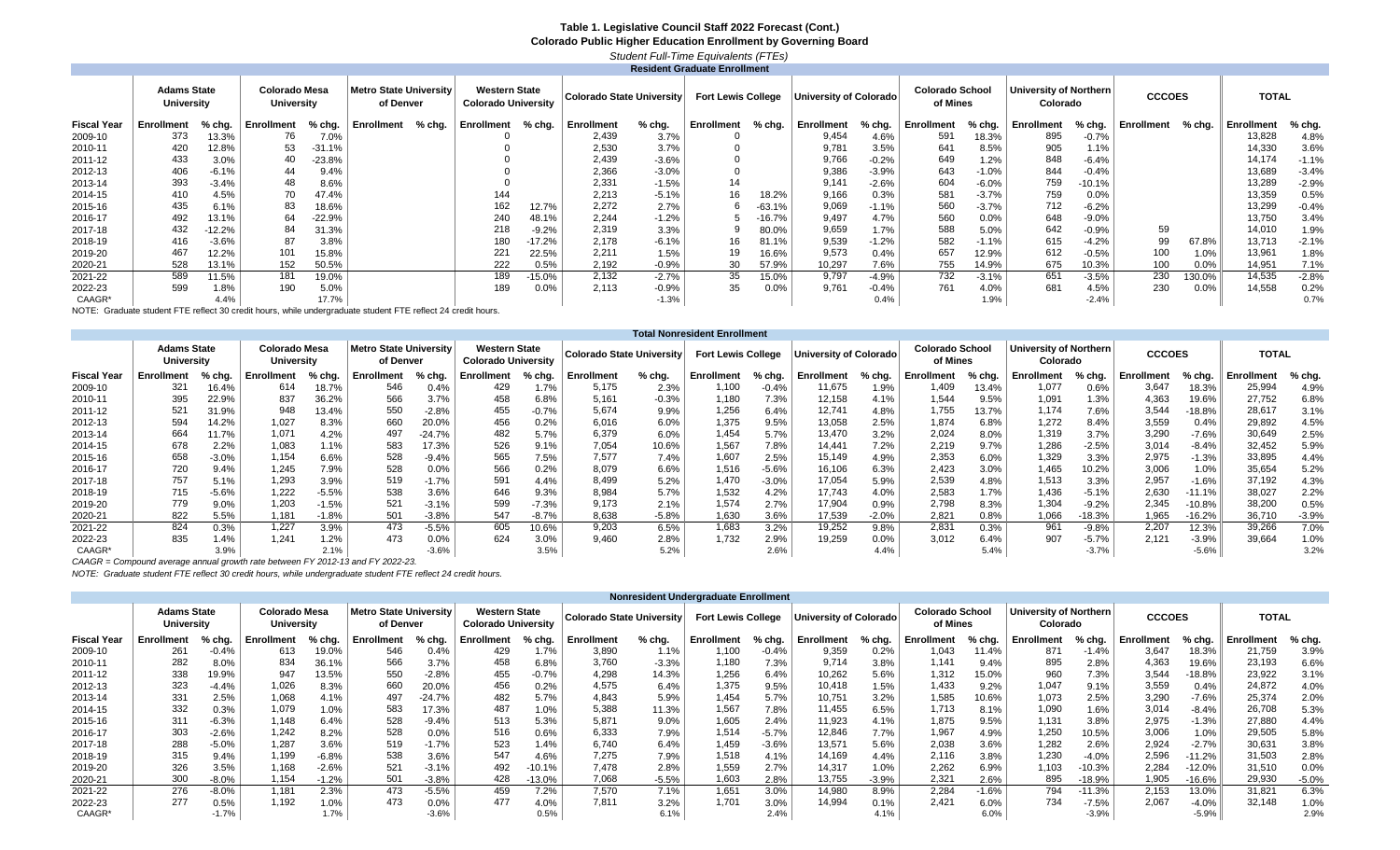# Table 1. Legislative Council Staff 2022 Forecast (Cont.)

## Colorado Public Higher Education Enrollment by Governing Board

*Student Full-Time Equivalents (FTEs)*

### Resident Graduate Enrollment

| | Adams State University | | Colorado Mesa University | | Metro State University of Denver | | Western State Colorado University | | Colorado State University | | Fort Lewis College | | University of Colorado | | Colorado School of Mines | | University of Northern Colorado | | CCCOES | | TOTAL | |
|---|---|---|---|---|---|---|---|---|---|---|---|---|---|---|---|---|---|---|---|---|---|---|
| **Fiscal Year** | **Enrollment** | **% chg.** | **Enrollment** | **% chg.** | **Enrollment** | **% chg.** | **Enrollment** | **% chg.** | **Enrollment** | **% chg.** | **Enrollment** | **% chg.** | **Enrollment** | **% chg.** | **Enrollment** | **% chg.** | **Enrollment** | **% chg.** | **Enrollment** | **% chg.** | **Enrollment** | **% chg.** |
| 2009-10 | 373 | 13.3% | 76 | 7.0% | | | 0 | | 2,439 | 3.7% | 0 | | 9,454 | 4.6% | 591 | 18.3% | 895 | -0.7% | | | 13,828 | 4.8% |
| 2010-11 | 420 | 12.8% | 53 | -31.1% | | | 0 | | 2,530 | 3.7% | 0 | | 9,781 | 3.5% | 641 | 8.5% | 905 | 1.1% | | | 14,330 | 3.6% |
| 2011-12 | 433 | 3.0% | 40 | -23.8% | | | 0 | | 2,439 | -3.6% | 0 | | 9,766 | -0.2% | 649 | 1.2% | 848 | -6.4% | | | 14,174 | -1.1% |
| 2012-13 | 406 | -6.1% | 44 | 9.4% | | | 0 | | 2,366 | -3.0% | 0 | | 9,386 | -3.9% | 643 | -1.0% | 844 | -0.4% | | | 13,689 | -3.4% |
| 2013-14 | 393 | -3.4% | 48 | 8.6% | | | 0 | | 2,331 | -1.5% | 14 | | 9,141 | -2.6% | 604 | -6.0% | 759 | -10.1% | | | 13,289 | -2.9% |
| 2014-15 | 410 | 4.5% | 70 | 47.4% | | | 144 | | 2,213 | -5.1% | 16 | 18.2% | 9,166 | 0.3% | 581 | -3.7% | 759 | 0.0% | | | 13,359 | 0.5% |
| 2015-16 | 435 | 6.1% | 83 | 18.6% | | | 162 | 12.7% | 2,272 | 2.7% | 6 | -63.1% | 9,069 | -1.1% | 560 | -3.7% | 712 | -6.2% | | | 13,299 | -0.4% |
| 2016-17 | 492 | 13.1% | 64 | -22.9% | | | 240 | 48.1% | 2,244 | -1.2% | 5 | -16.7% | 9,497 | 4.7% | 560 | 0.0% | 648 | -9.0% | | | 13,750 | 3.4% |
| 2017-18 | 432 | -12.2% | 84 | 31.3% | | | 218 | -9.2% | 2,319 | 3.3% | 9 | 80.0% | 9,659 | 1.7% | 588 | 5.0% | 642 | -0.9% | 59 | | 14,010 | 1.9% |
| 2018-19 | 416 | -3.6% | 87 | 3.8% | | | 180 | -17.2% | 2,178 | -6.1% | 16 | 81.1% | 9,539 | -1.2% | 582 | -1.1% | 615 | -4.2% | 99 | 67.8% | 13,713 | -2.1% |
| 2019-20 | 467 | 12.2% | 101 | 15.8% | | | 221 | 22.5% | 2,211 | 1.5% | 19 | 16.6% | 9,573 | 0.4% | 657 | 12.9% | 612 | -0.5% | 100 | 1.0% | 13,961 | 1.8% |
| 2020-21 | 528 | 13.1% | 152 | 50.5% | | | 222 | 0.5% | 2,192 | -0.9% | 30 | 57.9% | 10,297 | 7.6% | 755 | 14.9% | 675 | 10.3% | 100 | 0.0% | 14,951 | 7.1% |
| 2021-22 | 589 | 11.5% | 181 | 19.0% | | | 189 | -15.0% | 2,132 | -2.7% | 35 | 15.0% | 9,797 | -4.9% | 732 | -3.1% | 651 | -3.5% | 230 | 130.0% | 14,535 | -2.8% |
| 2022-23 | 599 | 1.8% | 190 | 5.0% | | | 189 | 0.0% | 2,113 | -0.9% | 35 | 0.0% | 9,761 | -0.4% | 761 | 4.0% | 681 | 4.5% | 230 | 0.0% | 14,558 | 0.2% |
| CAAGR* | | 4.4% | | 17.7% | | | | | | -1.3% | | | | 0.4% | | 1.9% | | -2.4% | | | | 0.7% |

NOTE: Graduate student FTE reflect 30 credit hours, while undergraduate student FTE reflect 24 credit hours.

### Total Nonresident Enrollment

| | Adams State University | | Colorado Mesa University | | Metro State University of Denver | | Western State Colorado University | | Colorado State University | | Fort Lewis College | | University of Colorado | | Colorado School of Mines | | University of Northern Colorado | | CCCOES | | TOTAL | |
|---|---|---|---|---|---|---|---|---|---|---|---|---|---|---|---|---|---|---|---|---|---|---|
| **Fiscal Year** | **Enrollment** | **% chg.** | **Enrollment** | **% chg.** | **Enrollment** | **% chg.** | **Enrollment** | **% chg.** | **Enrollment** | **% chg.** | **Enrollment** | **% chg.** | **Enrollment** | **% chg.** | **Enrollment** | **% chg.** | **Enrollment** | **% chg.** | **Enrollment** | **% chg.** | **Enrollment** | **% chg.** |
| 2009-10 | 321 | 16.4% | 614 | 18.7% | 546 | 0.4% | 429 | 1.7% | 5,175 | 2.3% | 1,100 | -0.4% | 11,675 | 1.9% | 1,409 | 13.4% | 1,077 | 0.6% | 3,647 | 18.3% | 25,994 | 4.9% |
| 2010-11 | 395 | 22.9% | 837 | 36.2% | 566 | 3.7% | 458 | 6.8% | 5,161 | -0.3% | 1,180 | 7.3% | 12,158 | 4.1% | 1,544 | 9.5% | 1,091 | 1.3% | 4,363 | 19.6% | 27,752 | 6.8% |
| 2011-12 | 521 | 31.9% | 948 | 13.4% | 550 | -2.8% | 455 | -0.7% | 5,674 | 9.9% | 1,256 | 6.4% | 12,741 | 4.8% | 1,755 | 13.7% | 1,174 | 7.6% | 3,544 | -18.8% | 28,617 | 3.1% |
| 2012-13 | 594 | 14.2% | 1,027 | 8.3% | 660 | 20.0% | 456 | 0.2% | 6,016 | 6.0% | 1,375 | 9.5% | 13,058 | 2.5% | 1,874 | 6.8% | 1,272 | 8.4% | 3,559 | 0.4% | 29,892 | 4.5% |
| 2013-14 | 664 | 11.7% | 1,071 | 4.2% | 497 | -24.7% | 482 | 5.7% | 6,379 | 6.0% | 1,454 | 5.7% | 13,470 | 3.2% | 2,024 | 8.0% | 1,319 | 3.7% | 3,290 | -7.6% | 30,649 | 2.5% |
| 2014-15 | 678 | 2.2% | 1,083 | 1.1% | 583 | 17.3% | 526 | 9.1% | 7,054 | 10.6% | 1,567 | 7.8% | 14,441 | 7.2% | 2,219 | 9.7% | 1,286 | -2.5% | 3,014 | -8.4% | 32,452 | 5.9% |
| 2015-16 | 658 | -3.0% | 1,154 | 6.6% | 528 | -9.4% | 565 | 7.5% | 7,577 | 7.4% | 1,607 | 2.5% | 15,149 | 4.9% | 2,353 | 6.0% | 1,329 | 3.3% | 2,975 | -1.3% | 33,895 | 4.4% |
| 2016-17 | 720 | 9.4% | 1,245 | 7.9% | 528 | 0.0% | 566 | 0.2% | 8,079 | 6.6% | 1,516 | -5.6% | 16,106 | 6.3% | 2,423 | 3.0% | 1,465 | 10.2% | 3,006 | 1.0% | 35,654 | 5.2% |
| 2017-18 | 757 | 5.1% | 1,293 | 3.9% | 519 | -1.7% | 591 | 4.4% | 8,499 | 5.2% | 1,470 | -3.0% | 17,054 | 5.9% | 2,539 | 4.8% | 1,513 | 3.3% | 2,957 | -1.6% | 37,192 | 4.3% |
| 2018-19 | 715 | -5.6% | 1,222 | -5.5% | 538 | 3.6% | 646 | 9.3% | 8,984 | 5.7% | 1,532 | 4.2% | 17,743 | 4.0% | 2,583 | 1.7% | 1,436 | -5.1% | 2,630 | -11.1% | 38,027 | 2.2% |
| 2019-20 | 779 | 9.0% | 1,203 | -1.5% | 521 | -3.1% | 599 | -7.3% | 9,173 | 2.1% | 1,574 | 2.7% | 17,904 | 0.9% | 2,798 | 8.3% | 1,304 | -9.2% | 2,345 | -10.8% | 38,200 | 0.5% |
| 2020-21 | 822 | 5.5% | 1,181 | -1.8% | 501 | -3.8% | 547 | -8.7% | 8,638 | -5.8% | 1,630 | 3.6% | 17,539 | -2.0% | 2,821 | 0.8% | 1,066 | -18.3% | 1,965 | -16.2% | 36,710 | -3.9% |
| 2021-22 | 824 | 0.3% | 1,227 | 3.9% | 473 | -5.5% | 605 | 10.6% | 9,203 | 6.5% | 1,683 | 3.2% | 19,252 | 9.8% | 2,831 | 0.3% | 961 | -9.8% | 2,207 | 12.3% | 39,266 | 7.0% |
| 2022-23 | 835 | 1.4% | 1,241 | 1.2% | 473 | 0.0% | 624 | 3.0% | 9,460 | 2.8% | 1,732 | 2.9% | 19,259 | 0.0% | 3,012 | 6.4% | 907 | -5.7% | 2,121 | -3.9% | 39,664 | 1.0% |
| CAAGR* | | 3.9% | | 2.1% | | -3.6% | | 3.5% | | 5.2% | | 2.6% | | 4.4% | | 5.4% | | -3.7% | | -5.6% | | 3.2% |

*CAAGR = Compound average annual growth rate between FY 2012-13 and FY 2022-23.*

*NOTE: Graduate student FTE reflect 30 credit hours, while undergraduate student FTE reflect 24 credit hours.*

### Nonresident Undergraduate Enrollment

| | Adams State University | | Colorado Mesa University | | Metro State University of Denver | | Western State Colorado University | | Colorado State University | | Fort Lewis College | | University of Colorado | | Colorado School of Mines | | University of Northern Colorado | | CCCOES | | TOTAL | |
|---|---|---|---|---|---|---|---|---|---|---|---|---|---|---|---|---|---|---|---|---|---|---|
| **Fiscal Year** | **Enrollment** | **% chg.** | **Enrollment** | **% chg.** | **Enrollment** | **% chg.** | **Enrollment** | **% chg.** | **Enrollment** | **% chg.** | **Enrollment** | **% chg.** | **Enrollment** | **% chg.** | **Enrollment** | **% chg.** | **Enrollment** | **% chg.** | **Enrollment** | **% chg.** | **Enrollment** | **% chg.** |
| 2009-10 | 261 | -0.4% | 613 | 19.0% | 546 | 0.4% | 429 | 1.7% | 3,890 | 1.1% | 1,100 | -0.4% | 9,359 | 0.2% | 1,043 | 11.4% | 871 | -1.4% | 3,647 | 18.3% | 21,759 | 3.9% |
| 2010-11 | 282 | 8.0% | 834 | 36.1% | 566 | 3.7% | 458 | 6.8% | 3,760 | -3.3% | 1,180 | 7.3% | 9,714 | 3.8% | 1,141 | 9.4% | 895 | 2.8% | 4,363 | 19.6% | 23,193 | 6.6% |
| 2011-12 | 338 | 19.9% | 947 | 13.5% | 550 | -2.8% | 455 | -0.7% | 4,298 | 14.3% | 1,256 | 6.4% | 10,262 | 5.6% | 1,312 | 15.0% | 960 | 7.3% | 3,544 | -18.8% | 23,922 | 3.1% |
| 2012-13 | 323 | -4.4% | 1,026 | 8.3% | 660 | 20.0% | 456 | 0.2% | 4,575 | 6.4% | 1,375 | 9.5% | 10,418 | 1.5% | 1,433 | 9.2% | 1,047 | 9.1% | 3,559 | 0.4% | 24,872 | 4.0% |
| 2013-14 | 331 | 2.5% | 1,068 | 4.1% | 497 | -24.7% | 482 | 5.7% | 4,843 | 5.9% | 1,454 | 5.7% | 10,751 | 3.2% | 1,585 | 10.6% | 1,073 | 2.5% | 3,290 | -7.6% | 25,374 | 2.0% |
| 2014-15 | 332 | 0.3% | 1,079 | 1.0% | 583 | 17.3% | 487 | 1.0% | 5,388 | 11.3% | 1,567 | 7.8% | 11,455 | 6.5% | 1,713 | 8.1% | 1,090 | 1.6% | 3,014 | -8.4% | 26,708 | 5.3% |
| 2015-16 | 311 | -6.3% | 1,148 | 6.4% | 528 | -9.4% | 513 | 5.3% | 5,871 | 9.0% | 1,605 | 2.4% | 11,923 | 4.1% | 1,875 | 9.5% | 1,131 | 3.8% | 2,975 | -1.3% | 27,880 | 4.4% |
| 2016-17 | 303 | -2.6% | 1,242 | 8.2% | 528 | 0.0% | 516 | 0.6% | 6,333 | 7.9% | 1,514 | -5.7% | 12,846 | 7.7% | 1,967 | 4.9% | 1,250 | 10.5% | 3,006 | 1.0% | 29,505 | 5.8% |
| 2017-18 | 288 | -5.0% | 1,287 | 3.6% | 519 | -1.7% | 523 | 1.4% | 6,740 | 6.4% | 1,459 | -3.6% | 13,571 | 5.6% | 2,038 | 3.6% | 1,282 | 2.6% | 2,924 | -2.7% | 30,631 | 3.8% |
| 2018-19 | 315 | 9.4% | 1,199 | -6.8% | 538 | 3.6% | 547 | 4.6% | 7,275 | 7.9% | 1,518 | 4.1% | 14,169 | 4.4% | 2,116 | 3.8% | 1,230 | -4.0% | 2,596 | -11.2% | 31,503 | 2.8% |
| 2019-20 | 326 | 3.5% | 1,168 | -2.6% | 521 | -3.1% | 492 | -10.1% | 7,478 | 2.8% | 1,559 | 2.7% | 14,317 | 1.0% | 2,262 | 6.9% | 1,103 | -10.3% | 2,284 | -12.0% | 31,510 | 0.0% |
| 2020-21 | 300 | -8.0% | 1,154 | -1.2% | 501 | -3.8% | 428 | -13.0% | 7,068 | -5.5% | 1,603 | 2.8% | 13,755 | -3.9% | 2,321 | 2.6% | 895 | -18.9% | 1,905 | -16.6% | 29,930 | -5.0% |
| 2021-22 | 276 | -8.0% | 1,181 | 2.3% | 473 | -5.5% | 459 | 7.2% | 7,570 | 7.1% | 1,651 | 3.0% | 14,980 | 8.9% | 2,284 | -1.6% | 794 | -11.3% | 2,153 | 13.0% | 31,821 | 6.3% |
| 2022-23 | 277 | 0.5% | 1,192 | 1.0% | 473 | 0.0% | 477 | 4.0% | 7,811 | 3.2% | 1,701 | 3.0% | 14,994 | 0.1% | 2,421 | 6.0% | 734 | -7.5% | 2,067 | -4.0% | 32,148 | 1.0% |
| CAAGR* | | -1.7% | | 1.7% | | -3.6% | | 0.5% | | 6.1% | | 2.4% | | 4.1% | | 6.0% | | -3.9% | | -5.9% | | 2.9% |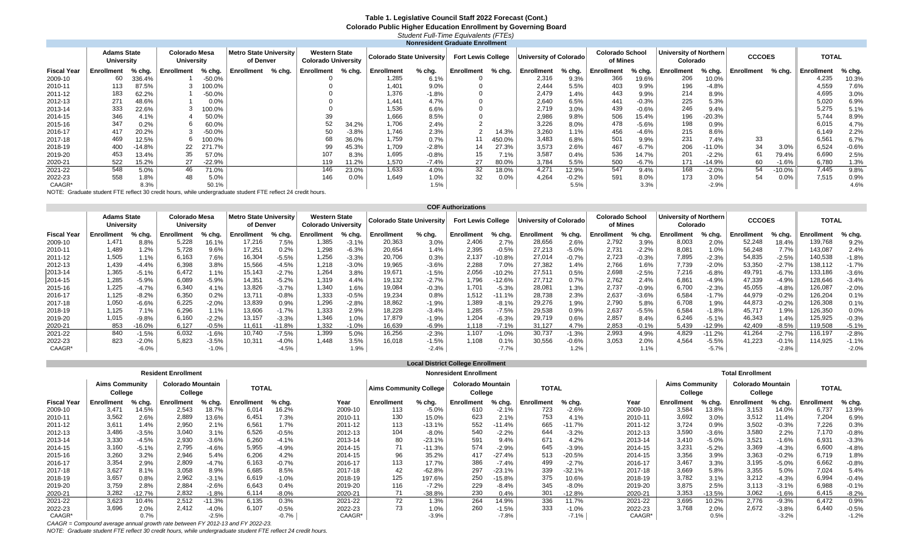# Table 1. Legislative Council Staff 2022 Forecast (Cont.)

## Colorado Public Higher Education Enrollment by Governing Board

*Student Full-Time Equivalents (FTEs)*

### Nonresident Graduate Enrollment

| | Adams State University | | Colorado Mesa University | | Metro State University of Denver | | Western State Colorado University | | Colorado State University | | Fort Lewis College | | University of Colorado | | Colorado School of Mines | | University of Northern Colorado | | CCCOES | | TOTAL | |
|---|---|---|---|---|---|---|---|---|---|---|---|---|---|---|---|---|---|---|---|---|---|---|
| **Fiscal Year** | **Enrollment** | **% chg.** | **Enrollment** | **% chg.** | **Enrollment** | **% chg.** | **Enrollment** | **% chg.** | **Enrollment** | **% chg.** | **Enrollment** | **% chg.** | **Enrollment** | **% chg.** | **Enrollment** | **% chg.** | **Enrollment** | **% chg.** | **Enrollment** | **% chg.** | **Enrollment** | **% chg.** |
| 2009-10 | 60 | 336.4% | 1 | -50.0% | | | 0 | | 1,285 | 6.1% | 0 | | 2,316 | 9.3% | 366 | 19.6% | 206 | 10.0% | | | 4,235 | 10.3% |
| 2010-11 | 113 | 87.5% | 3 | 100.0% | | | 0 | | 1,401 | 9.0% | 0 | | 2,444 | 5.5% | 403 | 9.9% | 196 | -4.8% | | | 4,559 | 7.6% |
| 2011-12 | 183 | 62.2% | 1 | -50.0% | | | 0 | | 1,376 | -1.8% | 0 | | 2,479 | 1.4% | 443 | 9.9% | 214 | 8.9% | | | 4,695 | 3.0% |
| 2012-13 | 271 | 48.6% | 1 | 0.0% | | | 0 | | 1,441 | 4.7% | 0 | | 2,640 | 6.5% | 441 | -0.3% | 225 | 5.3% | | | 5,020 | 6.9% |
| 2013-14 | 333 | 22.6% | 3 | 100.0% | | | 0 | | 1,536 | 6.6% | 0 | | 2,719 | 3.0% | 439 | -0.6% | 246 | 9.4% | | | 5,275 | 5.1% |
| 2014-15 | 346 | 4.1% | 4 | 50.0% | | | 39 | | 1,666 | 8.5% | 0 | | 2,986 | 9.8% | 506 | 15.4% | 196 | -20.3% | | | 5,744 | 8.9% |
| 2015-16 | 347 | 0.2% | 6 | 60.0% | | | 52 | 34.2% | 1,706 | 2.4% | 2 | | 3,226 | 8.0% | 478 | -5.6% | 198 | 0.9% | | | 6,015 | 4.7% |
| 2016-17 | 417 | 20.2% | 3 | -50.0% | | | 50 | -3.8% | 1,746 | 2.3% | 2 | 14.3% | 3,260 | 1.1% | 456 | -4.6% | 215 | 8.6% | | | 6,149 | 2.2% |
| 2017-18 | 469 | 12.5% | 6 | 100.0% | | | 68 | 36.0% | 1,759 | 0.7% | 11 | 450.0% | 3,483 | 6.8% | 501 | 9.9% | 231 | 7.4% | 33 | | 6,561 | 6.7% |
| 2018-19 | 400 | -14.8% | 22 | 271.7% | | | 99 | 45.3% | 1,709 | -2.8% | 14 | 27.3% | 3,573 | 2.6% | 467 | -6.7% | 206 | -11.0% | 34 | 3.0% | 6,524 | -0.6% |
| 2019-20 | 453 | 13.4% | 35 | 57.0% | | | 107 | 8.3% | 1,695 | -0.8% | 15 | 7.1% | 3,587 | 0.4% | 536 | 14.7% | 201 | -2.2% | 61 | 79.4% | 6,690 | 2.5% |
| 2020-21 | 522 | 15.2% | 27 | -22.9% | | | 119 | 11.2% | 1,570 | -7.4% | 27 | 80.0% | 3,784 | 5.5% | 500 | -6.7% | 171 | -14.9% | 60 | -1.6% | 6,780 | 1.3% |
| 2021-22 | 548 | 5.0% | 46 | 71.0% | | | 146 | 23.0% | 1,633 | 4.0% | 32 | 18.0% | 4,271 | 12.9% | 547 | 9.4% | 168 | -2.0% | 54 | -10.0% | 7,445 | 9.8% |
| 2022-23 | 558 | 1.8% | 48 | 5.0% | | | 146 | 0.0% | 1,649 | 1.0% | 32 | 0.0% | 4,264 | -0.2% | 591 | 8.0% | 173 | 3.0% | 54 | 0.0% | 7,515 | 0.9% |
| CAAGR* | | 8.3% | | 50.1% | | | | | | 1.5% | | | | 5.5% | | 3.3% | | -2.9% | | | | 4.6% |

NOTE: Graduate student FTE reflect 30 credit hours, while undergraduate student FTE reflect 24 credit hours.

### COF Authorizations

| | Adams State University | | Colorado Mesa University | | Metro State University of Denver | | Western State Colorado University | | Colorado State University | | Fort Lewis College | | University of Colorado | | Colorado School of Mines | | University of Northern Colorado | | CCCOES | | TOTAL | |
|---|---|---|---|---|---|---|---|---|---|---|---|---|---|---|---|---|---|---|---|---|---|---|
| **Fiscal Year** | **Enrollment** | **% chg.** | **Enrollment** | **% chg.** | **Enrollment** | **% chg.** | **Enrollment** | **% chg.** | **Enrollment** | **% chg.** | **Enrollment** | **% chg.** | **Enrollment** | **% chg.** | **Enrollment** | **% chg.** | **Enrollment** | **% chg.** | **Enrollment** | **% chg.** | **Enrollment** | **% chg.** |
| 2009-10 | 1,471 | 8.8% | 5,228 | 16.1% | 17,216 | 7.5% | 1,385 | -3.1% | 20,363 | 3.0% | 2,406 | 2.7% | 28,656 | 2.6% | 2,792 | 3.9% | 8,003 | 2.0% | 52,248 | 18.4% | 139,768 | 9.2% |
| 2010-11 | 1,489 | 1.2% | 5,728 | 9.6% | 17,251 | 0.2% | 1,298 | -6.3% | 20,654 | 1.4% | 2,395 | -0.5% | 27,213 | -5.0% | 2,731 | -2.2% | 8,081 | 1.0% | 56,248 | 7.7% | 143,087 | 2.4% |
| 2011-12 | 1,505 | 1.1% | 6,163 | 7.6% | 16,304 | -5.5% | 1,256 | -3.3% | 20,706 | 0.3% | 2,137 | -10.8% | 27,014 | -0.7% | 2,723 | -0.3% | 7,895 | -2.3% | 54,835 | -2.5% | 140,538 | -1.8% |
| 2012-13 | 1,439 | -4.4% | 6,398 | 3.8% | 15,566 | -4.5% | 1,218 | -3.0% | 19,965 | -3.6% | 2,288 | 7.0% | 27,382 | 1.4% | 2,766 | 1.6% | 7,739 | -2.0% | 53,350 | -2.7% | 138,112 | -1.7% |
| 2013-14 | 1,365 | -5.1% | 6,472 | 1.1% | 15,143 | -2.7% | 1,264 | 3.8% | 19,671 | -1.5% | 2,056 | -10.2% | 27,511 | 0.5% | 2,698 | -2.5% | 7,216 | -6.8% | 49,791 | -6.7% | 133,186 | -3.6% |
| 2014-15 | 1,285 | -5.9% | 6,089 | -5.9% | 14,351 | -5.2% | 1,319 | 4.4% | 19,132 | -2.7% | 1,796 | -12.6% | 27,712 | 0.7% | 2,762 | 2.4% | 6,861 | -4.9% | 47,339 | -4.9% | 128,646 | -3.4% |
| 2015-16 | 1,225 | -4.7% | 6,340 | 4.1% | 13,826 | -3.7% | 1,340 | 1.6% | 19,084 | -0.3% | 1,701 | -5.3% | 28,081 | 1.3% | 2,737 | -0.9% | 6,700 | -2.3% | 45,055 | -4.8% | 126,087 | -2.0% |
| 2016-17 | 1,125 | -8.2% | 6,350 | 0.2% | 13,711 | -0.8% | 1,333 | -0.5% | 19,234 | 0.8% | 1,512 | -11.1% | 28,738 | 2.3% | 2,637 | -3.6% | 6,584 | -1.7% | 44,979 | -0.2% | 126,204 | 0.1% |
| 2017-18 | 1,050 | -6.6% | 6,225 | -2.0% | 13,839 | 0.9% | 1,296 | -2.8% | 18,862 | -1.9% | 1,389 | -8.1% | 29,276 | 1.9% | 2,790 | 5.8% | 6,708 | 1.9% | 44,873 | -0.2% | 126,308 | 0.1% |
| 2018-19 | 1,125 | 7.1% | 6,296 | 1.1% | 13,606 | -1.7% | 1,333 | 2.9% | 18,228 | -3.4% | 1,285 | -7.5% | 29,538 | 0.9% | 2,637 | -5.5% | 6,584 | -1.8% | 45,717 | 1.9% | 126,350 | 0.0% |
| 2019-20 | 1,015 | -9.8% | 6,160 | -2.2% | 13,157 | -3.3% | 1,346 | 1.0% | 17,879 | -1.9% | 1,204 | -6.3% | 29,719 | 0.6% | 2,857 | 8.4% | 6,246 | -5.1% | 46,343 | 1.4% | 125,925 | -0.3% |
| 2020-21 | 853 | -16.0% | 6,127 | -0.5% | 11,611 | -11.8% | 1,332 | -1.0% | 16,639 | -6.9% | 1,118 | -7.1% | 31,127 | 4.7% | 2,853 | -0.1% | 5,439 | -12.9% | 42,409 | -8.5% | 119,508 | -5.1% |
| 2021-22 | 840 | -1.5% | 6,032 | -1.6% | 10,740 | -7.5% | 1,399 | 5.0% | 16,256 | -2.3% | 1,107 | -1.0% | 30,737 | -1.3% | 2,993 | 4.9% | 4,829 | -11.2% | 41,264 | -2.7% | 116,197 | -2.8% |
| 2022-23 | 823 | -2.0% | 5,823 | -3.5% | 10,311 | -4.0% | 1,448 | 3.5% | 16,018 | -1.5% | 1,108 | 0.1% | 30,556 | -0.6% | 3,053 | 2.0% | 4,564 | -5.5% | 41,223 | -0.1% | 114,925 | -1.1% |
| CAAGR* | | -6.0% | | -1.0% | | -4.5% | | 1.9% | | -2.4% | | -7.7% | | 1.2% | | 1.1% | | -5.7% | | -2.8% | | -2.0% |

### Local District College Enrollment

#### Resident Enrollment

| | Aims Community College | | Colorado Mountain College | | TOTAL | |
|---|---|---|---|---|---|---|
| **Fiscal Year** | **Enrollment** | **% chg.** | **Enrollment** | **% chg.** | **Enrollment** | **% chg.** |
| 2009-10 | 3,471 | 14.5% | 2,543 | 18.7% | 6,014 | 16.2% |
| 2010-11 | 3,562 | 2.6% | 2,889 | 13.6% | 6,451 | 7.3% |
| 2011-12 | 3,611 | 1.4% | 2,950 | 2.1% | 6,561 | 1.7% |
| 2012-13 | 3,486 | -3.5% | 3,040 | 3.1% | 6,526 | -0.5% |
| 2013-14 | 3,330 | -4.5% | 2,930 | -3.6% | 6,260 | -4.1% |
| 2014-15 | 3,160 | -5.1% | 2,795 | -4.6% | 5,955 | -4.9% |
| 2015-16 | 3,260 | 3.2% | 2,946 | 5.4% | 6,206 | 4.2% |
| 2016-17 | 3,354 | 2.9% | 2,809 | -4.7% | 6,163 | -0.7% |
| 2017-18 | 3,627 | 8.1% | 3,058 | 8.9% | 6,685 | 8.5% |
| 2018-19 | 3,657 | 0.8% | 2,962 | -3.1% | 6,619 | -1.0% |
| 2019-20 | 3,759 | 2.8% | 2,884 | -2.6% | 6,643 | 0.4% |
| 2020-21 | 3,282 | -12.7% | 2,832 | -1.8% | 6,114 | -8.0% |
| 2021-22 | 3,623 | 10.4% | 2,512 | -11.3% | 6,135 | 0.3% |
| 2022-23 | 3,696 | 2.0% | 2,412 | -4.0% | 6,107 | -0.5% |
| CAAGR* | | 0.7% | | -2.5% | | -0.7% |

#### Nonresident Enrollment

| | Aims Community College | | Colorado Mountain College | | TOTAL | |
|---|---|---|---|---|---|---|
| **Year** | **Enrollment** | **% chg.** | **Enrollment** | **% chg.** | **Enrollment** | **% chg.** |
| 2009-10 | 113 | -5.0% | 610 | -2.1% | 723 | -2.6% |
| 2010-11 | 130 | 15.0% | 623 | 2.1% | 753 | 4.1% |
| 2011-12 | 113 | -13.1% | 552 | -11.4% | 665 | -11.7% |
| 2012-13 | 104 | -8.0% | 540 | -2.2% | 644 | -3.2% |
| 2013-14 | 80 | -23.1% | 591 | 9.4% | 671 | 4.2% |
| 2014-15 | 71 | -11.3% | 574 | -2.9% | 645 | -3.9% |
| 2015-16 | 96 | 35.2% | 417 | -27.4% | 513 | -20.5% |
| 2016-17 | 113 | 17.7% | 386 | -7.4% | 499 | -2.7% |
| 2017-18 | 42 | -62.8% | 297 | -23.1% | 339 | -32.1% |
| 2018-19 | 125 | 197.6% | 250 | -15.8% | 375 | 10.6% |
| 2019-20 | 116 | -7.2% | 229 | -8.4% | 345 | -8.0% |
| 2020-21 | 71 | -38.8% | 230 | 0.4% | 301 | -12.8% |
| 2021-22 | 72 | 1.3% | 264 | 14.9% | 336 | 11.7% |
| 2022-23 | 73 | 1.0% | 260 | -1.5% | 333 | -1.0% |
| CAAGR* | | -3.9% | | -7.8% | | -7.1% |

#### Total Enrollment

| | Aims Community College | | Colorado Mountain College | | TOTAL | |
|---|---|---|---|---|---|---|
| **Year** | **Enrollment** | **% chg.** | **Enrollment** | **% chg.** | **Enrollment** | **% chg.** |
| 2009-10 | 3,584 | 13.8% | 3,153 | 14.0% | 6,737 | 13.9% |
| 2010-11 | 3,692 | 3.0% | 3,512 | 11.4% | 7,204 | 6.9% |
| 2011-12 | 3,724 | 0.9% | 3,502 | -0.3% | 7,226 | 0.3% |
| 2012-13 | 3,590 | -3.6% | 3,580 | 2.2% | 7,170 | -0.8% |
| 2013-14 | 3,410 | -5.0% | 3,521 | -1.6% | 6,931 | -3.3% |
| 2014-15 | 3,231 | -5.2% | 3,369 | -4.3% | 6,600 | -4.8% |
| 2015-16 | 3,356 | 3.9% | 3,363 | -0.2% | 6,719 | 1.8% |
| 2016-17 | 3,467 | 3.3% | 3,195 | -5.0% | 6,662 | -0.8% |
| 2017-18 | 3,669 | 5.8% | 3,355 | 5.0% | 7,024 | 5.4% |
| 2018-19 | 3,782 | 3.1% | 3,212 | -4.3% | 6,994 | -0.4% |
| 2019-20 | 3,875 | 2.5% | 3,113 | -3.1% | 6,988 | -0.1% |
| 2020-21 | 3,353 | -13.5% | 3,062 | -1.6% | 6,415 | -8.2% |
| 2021-22 | 3,695 | 10.2% | 2,776 | -9.3% | 6,472 | 0.9% |
| 2022-23 | 3,768 | 2.0% | 2,672 | -3.8% | 6,440 | -0.5% |
| CAAGR* | | 0.5% | | -3.2% | | -1.2% |

*CAAGR = Compound average annual growth rate between FY 2012-13 and FY 2022-23.*

*NOTE: Graduate student FTE reflect 30 credit hours, while undergraduate student FTE reflect 24 credit hours.*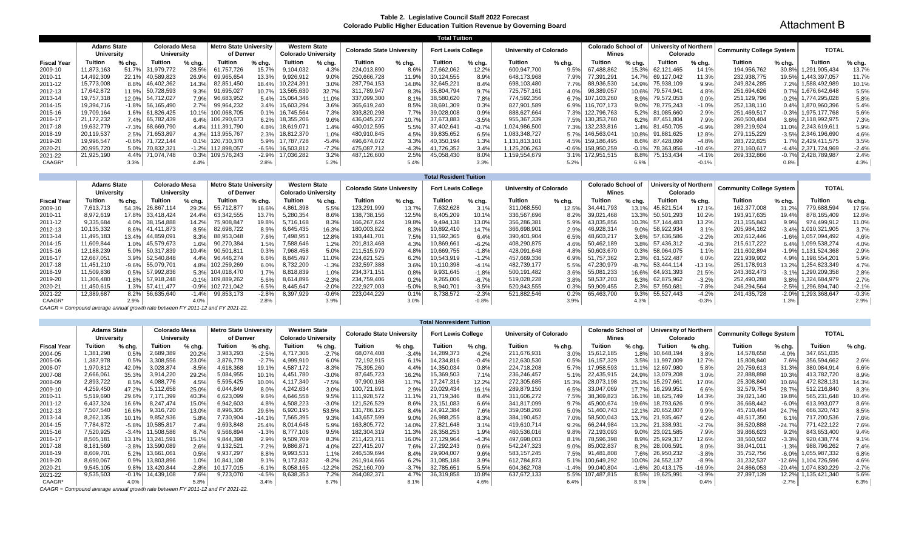# Attachment B

**Table 2. Legislative Council Staff 2022 Forecast**
**Colorado Public Higher Education Tuition Revenue by Governing Board**

## Total Tuition

| | Adams State University | | Colorado Mesa University | | Metro State University of Denver | | Western State Colorado University | | Colorado State University | | Fort Lewis College | | University of Colorado | | Colorado School of Mines | | University of Northern Colorado | | Community College System | | TOTAL | |
|---|---|---|---|---|---|---|---|---|---|---|---|---|---|---|---|---|---|---|---|---|---|---|
| **Fiscal Year** | **Tuition** | **% chg.** | **Tuition** | **% chg.** | **Tuition** | **% chg.** | **Tuition** | **% chg.** | **Tuition** | **% chg.** | **Tuition** | **% chg.** | **Tuition** | **% chg.** | **Tuition** | **% chg.** | **Tuition** | **% chg.** | **Tuition** | **% chg.** | **Tuition** | **% chg.** |
| 2009-10 | 11,873,163 | 51.7% | 31,979,772 | 28.5% | 61,757,726 | 15.7% | 9,104,032 | 4.3% | 224,013,890 | 8.6% | 27,662,062 | 12.2% | 600,947,700 | 9.5% | 67,488,862 | 15.3% | 62,121,465 | 14.1% | 194,956,762 | 30.8% | 1,291,905,434 | 13.7% |
| 2010-11 | 14,492,309 | 22.1% | 40,589,823 | 26.9% | 69,965,654 | 13.3% | 9,926,912 | 9.0% | 250,666,728 | 11.9% | 30,124,555 | 8.9% | 648,173,968 | 7.9% | 77,391,291 | 14.7% | 69,127,042 | 11.3% | 232,938,775 | 19.5% | 1,443,397,057 | 11.7% |
| 2011-12 | 15,773,008 | 8.8% | 46,402,362 | 14.3% | 82,851,450 | 18.4% | 10,224,391 | 3.0% | 287,794,153 | 14.8% | 32,645,221 | 8.4% | 698,103,480 | 7.7% | 88,936,530 | 14.9% | 75,938,109 | 9.9% | 249,824,285 | 7.2% | 1,588,492,989 | 10.1% |
| 2012-13 | 17,642,872 | 11.9% | 50,728,593 | 9.3% | 91,695,027 | 10.7% | 13,565,630 | 32.7% | 311,789,947 | 8.3% | 35,804,794 | 9.7% | 725,757,161 | 4.0% | 98,389,057 | 10.6% | 79,574,941 | 4.8% | 251,694,626 | 0.7% | 1,676,642,648 | 5.5% |
| 2013-14 | 19,757,318 | 12.0% | 54,712,027 | 7.9% | 96,683,952 | 5.4% | 15,064,346 | 11.0% | 337,099,300 | 8.1% | 38,580,620 | 7.8% | 774,592,356 | 6.7% | 107,103,260 | 8.9% | 79,572,053 | 0.0% | 251,129,796 | -0.2% | 1,774,295,028 | 5.8% |
| 2014-15 | 19,394,716 | -1.8% | 56,165,490 | 2.7% | 99,964,232 | 3.4% | 15,603,294 | 3.6% | 365,619,240 | 8.5% | 38,691,309 | 0.3% | 827,901,589 | 6.9% | 116,701,173 | 9.0% | 78,775,243 | -1.0% | 252,138,110 | 0.4% | 1,870,960,396 | 5.4% |
| 2015-16 | 19,709,164 | 1.6% | 61,826,425 | 10.1% | 100,068,705 | 0.1% | 16,745,564 | 7.3% | 393,820,298 | 7.7% | 39,028,008 | 0.9% | 888,627,664 | 7.3% | 122,796,763 | 5.2% | 81,085,660 | 2.9% | 251,469,517 | -0.3% | 1,975,177,768 | 5.6% |
| 2016-17 | 21,172,232 | 7.4% | 65,782,439 | 6.4% | 106,290,673 | 6.2% | 18,355,206 | 9.6% | 436,045,237 | 10.7% | 37,673,883 | -3.5% | 955,367,339 | 7.5% | 130,353,760 | 6.2% | 87,451,804 | 7.9% | 260,500,404 | 3.6% | 2,118,992,975 | 7.3% |
| 2017-18 | 19,632,779 | -7.3% | 68,669,790 | 4.4% | 111,391,790 | 4.8% | 18,619,071 | 1.4% | 460,012,595 | 5.5% | 37,402,641 | -0.7% | 1,024,986,500 | 7.3% | 132,233,816 | 1.4% | 81,450,705 | -6.9% | 289,219,924 | 11.0% | 2,243,619,611 | 5.9% |
| 2018-19 | 20,119,537 | 2.5% | 71,653,897 | 4.3% | 113,955,767 | 2.3% | 18,812,370 | 1.0% | 480,910,845 | 4.5% | 39,835,652 | 6.5% | 1,083,348,727 | 5.7% | 146,563,041 | 10.8% | 91,881,625 | 12.8% | 279,115,229 | -3.5% | 2,346,196,690 | 4.6% |
| 2019-20 | 19,996,547 | -0.6% | 71,722,144 | 0.1% | 120,730,370 | 5.9% | 17,787,728 | -5.4% | 496,674,072 | 3.3% | 40,350,194 | 1.3% | 1,131,813,101 | 4.5% | 159,186,495 | 8.6% | 87,428,099 | -4.8% | 283,722,825 | 1.7% | 2,429,411,575 | 3.5% |
| 2020-21 | 20,995,720 | 5.0% | 70,832,321 | -1.2% | 112,898,057 | -6.5% | 16,503,812 | -7.2% | 475,087,712 | -4.3% | 41,726,352 | 3.4% | 1,125,206,263 | -0.6% | 158,950,259 | -0.1% | 78,363,856 | -10.4% | 271,160,617 | -4.4% | 2,371,724,969 | -2.4% |
| 2021-22 | 21,925,190 | 4.4% | 71,074,748 | 0.3% | 109,576,243 | -2.9% | 17,036,282 | 3.2% | 487,126,600 | 2.5% | 45,058,430 | 8.0% | 1,159,574,679 | 3.1% | 172,951,515 | 8.8% | 75,153,434 | -4.1% | 269,332,866 | -0.7% | 2,428,789,987 | 2.4% |
| CAAGR* | | 3.3% | | 4.4% | | 2.8% | | 5.2% | | 5.4% | | 3.3% | | 5.2% | | 6.9% | | -0.1% | | 0.8% | | 4.3% |

## Total Resident Tuition

| | Adams State University | | Colorado Mesa University | | Metro State University of Denver | | Western State Colorado University | | Colorado State University | | Fort Lewis College | | University of Colorado | | Colorado School of Mines | | University of Northern Colorado | | Community College System | | TOTAL | |
|---|---|---|---|---|---|---|---|---|---|---|---|---|---|---|---|---|---|---|---|---|---|---|
| **Fiscal Year** | **Tuition** | **% chg.** | **Tuition** | **% chg.** | **Tuition** | **% chg.** | **Tuition** | **% chg.** | **Tuition** | **% chg.** | **Tuition** | **% chg.** | **Tuition** | **% chg.** | **Tuition** | **% chg.** | **Tuition** | **% chg.** | **Tuition** | **% chg.** | **Tuition** | **% chg.** |
| 2009-10 | 7,613,713 | 54.3% | 26,867,114 | 29.2% | 55,712,877 | 16.6% | 4,861,398 | 5.5% | 123,291,999 | 13.7% | 7,632,628 | 3.1% | 311,068,550 | 12.5% | 34,441,793 | 13.1% | 45,821,514 | 17.1% | 162,377,008 | 31.2% | 779,688,594 | 17.5% |
| 2010-11 | 8,972,619 | 17.8% | 33,418,424 | 24.4% | 63,342,555 | 13.7% | 5,280,354 | 8.6% | 138,738,156 | 12.5% | 8,405,209 | 10.1% | 336,567,696 | 8.2% | 39,021,468 | 13.3% | 50,501,293 | 10.2% | 193,917,635 | 19.4% | 878,165,409 | 12.6% |
| 2011-12 | 9,335,684 | 4.0% | 38,154,888 | 14.2% | 75,908,847 | 19.8% | 5,716,168 | 8.3% | 166,267,624 | 19.8% | 9,494,138 | 13.0% | 356,286,381 | 5.9% | 43,035,856 | 10.3% | 57,144,483 | 13.2% | 213,155,843 | 9.9% | 974,499,912 | 11.0% |
| 2012-13 | 10,135,332 | 8.6% | 41,411,873 | 8.5% | 82,698,722 | 8.9% | 6,645,435 | 16.3% | 180,003,822 | 8.3% | 10,892,410 | 14.7% | 366,698,901 | 2.9% | 46,928,314 | 9.0% | 58,922,934 | 3.1% | 205,984,162 | -3.4% | 1,010,321,905 | 3.7% |
| 2013-14 | 11,495,183 | 13.4% | 44,859,091 | 8.3% | 88,953,048 | 7.6% | 7,498,951 | 12.8% | 193,441,701 | 7.5% | 11,592,365 | 6.4% | 390,401,904 | 6.5% | 48,603,217 | 3.6% | 57,636,586 | -2.2% | 202,612,446 | -1.6% | 1,057,094,492 | 4.6% |
| 2014-15 | 11,609,844 | 1.0% | 45,579,673 | 1.6% | 90,270,384 | 1.5% | 7,588,646 | 1.2% | 201,813,468 | 4.3% | 10,869,661 | -6.2% | 408,290,875 | 4.6% | 50,462,189 | 3.8% | 57,436,312 | -0.3% | 215,617,222 | 6.4% | 1,099,538,274 | 4.0% |
| 2015-16 | 12,188,239 | 5.0% | 50,317,839 | 10.4% | 90,501,811 | 0.3% | 7,968,458 | 5.0% | 211,515,979 | 4.8% | 10,669,755 | -1.8% | 428,091,648 | 4.8% | 50,603,670 | 0.3% | 58,064,075 | 1.1% | 211,602,894 | -1.9% | 1,131,524,368 | 2.9% |
| 2016-17 | 12,667,051 | 3.9% | 52,540,848 | 4.4% | 96,446,274 | 6.6% | 8,845,497 | 11.0% | 224,621,525 | 6.2% | 10,543,919 | -1.2% | 457,669,336 | 6.9% | 51,757,362 | 2.3% | 61,522,487 | 6.0% | 221,939,902 | 4.9% | 1,198,554,201 | 5.9% |
| 2017-18 | 11,451,210 | -9.6% | 55,079,701 | 4.8% | 102,259,269 | 6.0% | 8,732,200 | -1.3% | 232,597,388 | 3.6% | 10,110,398 | -4.1% | 482,739,177 | 5.5% | 47,230,979 | -8.7% | 53,444,114 | -13.1% | 251,178,913 | 13.2% | 1,254,823,349 | 4.7% |
| 2018-19 | 11,509,836 | 0.5% | 57,992,836 | 5.3% | 104,018,470 | 1.7% | 8,818,839 | 1.0% | 234,371,151 | 0.8% | 9,931,645 | -1.8% | 500,191,482 | 3.6% | 55,081,233 | 16.6% | 64,931,393 | 21.5% | 243,362,473 | -3.1% | 1,290,209,358 | 2.8% |
| 2019-20 | 11,306,480 | -1.8% | 57,918,248 | -0.1% | 109,889,262 | 5.6% | 8,614,896 | -2.3% | 234,759,406 | 0.2% | 9,265,006 | -6.7% | 519,028,228 | 3.8% | 58,537,203 | 6.3% | 62,875,962 | -3.2% | 252,490,288 | 3.8% | 1,324,684,979 | 2.7% |
| 2020-21 | 11,450,615 | 1.3% | 57,411,477 | -0.9% | 102,721,042 | -6.5% | 8,445,647 | -2.0% | 222,927,003 | -5.0% | 8,940,701 | -3.5% | 520,843,555 | 0.3% | 59,909,455 | 2.3% | 57,950,681 | -7.8% | 246,294,564 | -2.5% | 1,296,894,740 | -2.1% |
| 2021-22 | 12,389,687 | 8.2% | 56,635,640 | -1.4% | 99,853,173 | -2.8% | 8,397,929 | -0.6% | 223,044,229 | 0.1% | 8,738,572 | -2.3% | 521,882,546 | 0.2% | 65,463,700 | 9.3% | 55,527,443 | -4.2% | 241,435,728 | -2.0% | 1,293,368,647 | -0.3% |
| CAAGR* | | 2.9% | | 4.0% | | 2.8% | | 3.9% | | 3.0% | | -0.8% | | 3.9% | | 4.3% | | -0.3% | | 1.3% | | 2.9% |

*CAAGR = Compound average annual growth rate between FY 2011-12 and FY 2021-22.*

## Total Nonresident Tuition

| | Adams State University | | Colorado Mesa University | | Metro State University of Denver | | Western State Colorado University | | Colorado State University | | Fort Lewis College | | University of Colorado | | Colorado School of Mines | | University of Northern Colorado | | Community College System | | TOTAL | |
|---|---|---|---|---|---|---|---|---|---|---|---|---|---|---|---|---|---|---|---|---|---|---|
| **Fiscal Year** | **Tuition** | **% chg.** | **Tuition** | **% chg.** | **Tuition** | **% chg.** | **Tuition** | **% chg.** | **Tuition** | **% chg.** | **Tuition** | **% chg.** | **Tuition** | **% chg.** | **Tuition** | **% chg.** | **Tuition** | **% chg.** | **Tuition** | **% chg.** | **Tuition** | **% chg.** |
| 2004-05 | 1,381,298 | 0.5% | 2,689,389 | 20.2% | 3,983,293 | -2.5% | 4,717,306 | -2.7% | 68,074,408 | -3.4% | 14,289,373 | 4.2% | 211,676,931 | 3.0% | 15,612,185 | 1.8% | 10,648,194 | 3.8% | 14,578,658 | -4.0% | 347,651,035 | |
| 2005-06 | 1,387,978 | 0.5% | 3,308,556 | 23.0% | 3,876,779 | -2.7% | 4,999,910 | 6.0% | 72,192,915 | 6.1% | 14,234,816 | -0.4% | 212,630,530 | 0.5% | 16,157,329 | 3.5% | 11,997,009 | 12.7% | 15,808,840 | 7.6% | 356,594,662 | 2.6% |
| 2006-07 | 1,970,812 | 42.0% | 3,028,874 | -8.5% | 4,618,368 | 19.1% | 4,587,172 | -8.3% | 75,395,260 | 4.4% | 14,350,034 | 0.8% | 224,718,208 | 5.7% | 17,958,593 | 11.1% | 12,697,980 | 5.8% | 20,759,613 | 31.3% | 380,084,914 | 6.6% |
| 2007-08 | 2,666,061 | 35.3% | 3,914,220 | 29.2% | 5,084,955 | 10.1% | 4,451,780 | -3.0% | 87,645,723 | 16.2% | 15,369,503 | 7.1% | 236,246,457 | 5.1% | 22,435,915 | 24.9% | 13,079,208 | 3.0% | 22,888,898 | 10.3% | 413,782,720 | 8.9% |
| 2008-09 | 2,893,722 | 8.5% | 4,088,776 | 4.5% | 5,595,425 | 10.0% | 4,117,340 | -7.5% | 97,900,168 | 11.7% | 17,247,316 | 12.2% | 272,305,685 | 15.3% | 28,073,198 | 25.1% | 15,297,661 | 17.0% | 25,308,840 | 10.6% | 472,828,131 | 14.3% |
| 2009-10 | 4,259,450 | 47.2% | 5,112,658 | 25.0% | 6,044,849 | 8.0% | 4,242,634 | 3.0% | 100,721,891 | 2.9% | 20,029,434 | 16.1% | 289,879,150 | 6.5% | 33,047,069 | 17.7% | 16,299,951 | 6.6% | 32,579,754 | 28.7% | 512,216,840 | 8.3% |
| 2010-11 | 5,519,690 | 29.6% | 7,171,399 | 40.3% | 6,623,099 | 9.6% | 4,646,558 | 9.5% | 111,928,572 | 11.1% | 21,719,346 | 8.4% | 311,606,272 | 7.5% | 38,369,823 | 16.1% | 18,625,749 | 14.3% | 39,021,140 | 19.8% | 565,231,648 | 10.4% |
| 2011-12 | 6,437,324 | 16.6% | 8,247,474 | 15.0% | 6,942,603 | 4.8% | 4,508,223 | -3.0% | 121,526,529 | 8.6% | 23,151,083 | 6.6% | 341,817,099 | 9.7% | 45,900,674 | 19.6% | 18,793,626 | 0.9% | 36,668,442 | -6.0% | 613,993,077 | 8.6% |
| 2012-13 | 7,507,540 | 16.6% | 9,316,720 | 13.0% | 8,996,305 | 29.6% | 6,920,195 | 53.5% | 131,786,125 | 8.4% | 24,912,384 | 7.6% | 359,058,260 | 5.0% | 51,460,743 | 12.1% | 20,652,007 | 9.9% | 45,710,464 | 24.7% | 666,320,743 | 8.5% |
| 2013-14 | 8,262,135 | 10.1% | 9,852,936 | 5.8% | 7,730,904 | -14.1% | 7,565,395 | 9.3% | 143,657,599 | 9.0% | 26,988,255 | 8.3% | 384,190,452 | 7.0% | 58,500,043 | 13.7% | 21,935,467 | 6.2% | 48,517,350 | 6.1% | 717,200,536 | 7.6% |
| 2014-15 | 7,784,872 | -5.8% | 10,585,817 | 7.4% | 9,693,848 | 25.4% | 8,014,648 | 5.9% | 163,805,772 | 14.0% | 27,821,648 | 3.1% | 419,610,714 | 9.2% | 66,244,984 | 13.2% | 21,338,931 | -2.7% | 36,520,888 | -24.7% | 771,422,122 | 7.6% |
| 2015-16 | 7,520,925 | -3.4% | 11,508,586 | 8.7% | 9,566,894 | -1.3% | 8,777,106 | 9.5% | 182,304,319 | 11.3% | 28,358,253 | 1.9% | 460,536,016 | 9.8% | 72,193,093 | 9.0% | 23,021,585 | 7.9% | 39,866,623 | 9.2% | 843,653,400 | 9.4% |
| 2016-17 | 8,505,181 | 13.1% | 13,241,591 | 15.1% | 9,844,398 | 2.9% | 9,509,709 | 8.3% | 211,423,711 | 16.0% | 27,129,964 | -4.3% | 497,698,003 | 8.1% | 78,596,398 | 8.9% | 25,929,317 | 12.6% | 38,560,502 | -3.3% | 920,438,774 | 9.1% |
| 2017-18 | 8,181,569 | -3.8% | 13,590,089 | 2.6% | 9,132,521 | -7.2% | 9,886,871 | 4.0% | 227,415,207 | 7.6% | 27,292,243 | 0.6% | 542,247,323 | 9.0% | 85,002,837 | 8.2% | 28,006,591 | 8.0% | 38,041,011 | -1.3% | 988,796,262 | 7.4% |
| 2018-19 | 8,609,701 | 5.2% | 13,661,061 | 0.5% | 9,937,297 | 8.8% | 9,993,531 | 1.1% | 246,539,694 | 8.4% | 29,904,007 | 9.6% | 583,157,245 | 7.5% | 91,481,808 | 7.6% | 26,950,232 | -3.8% | 35,752,756 | -6.0% | 1,055,987,332 | 6.8% |
| 2019-20 | 8,690,067 | 0.9% | 13,803,896 | 1.0% | 10,841,108 | 9.1% | 9,172,832 | -8.2% | 261,914,666 | 6.2% | 31,085,188 | 3.9% | 612,784,873 | 5.1% | 100,649,292 | 10.0% | 24,552,137 | -8.9% | 31,232,537 | -12.6% | 1,104,726,596 | 4.6% |
| 2020-21 | 9,545,105 | 9.8% | 13,420,844 | -2.8% | 10,177,015 | -6.1% | 8,058,165 | -12.2% | 252,160,709 | -3.7% | 32,785,651 | 5.5% | 604,362,708 | -1.4% | 99,040,804 | -1.6% | 20,413,175 | -16.9% | 24,866,053 | -20.4% | 1,074,830,229 | -2.7% |
| 2021-22 | 9,535,503 | -0.1% | 14,439,108 | 7.6% | 9,723,070 | -4.5% | 8,638,353 | 7.2% | 264,082,371 | 4.7% | 36,319,858 | 10.8% | 637,672,133 | 5.5% | 107,487,815 | 8.5% | 19,625,991 | -3.9% | 27,897,139 | 12.2% | 1,135,421,340 | 5.6% |
| CAAGR* | | 4.0% | | 5.8% | | 3.4% | | 6.7% | | 8.1% | | 4.6% | | 6.4% | | 8.9% | | 0.4% | | -2.7% | | 6.3% |

*CAAGR = Compound average annual growth rate between FY 2011-12 and FY 2021-22.*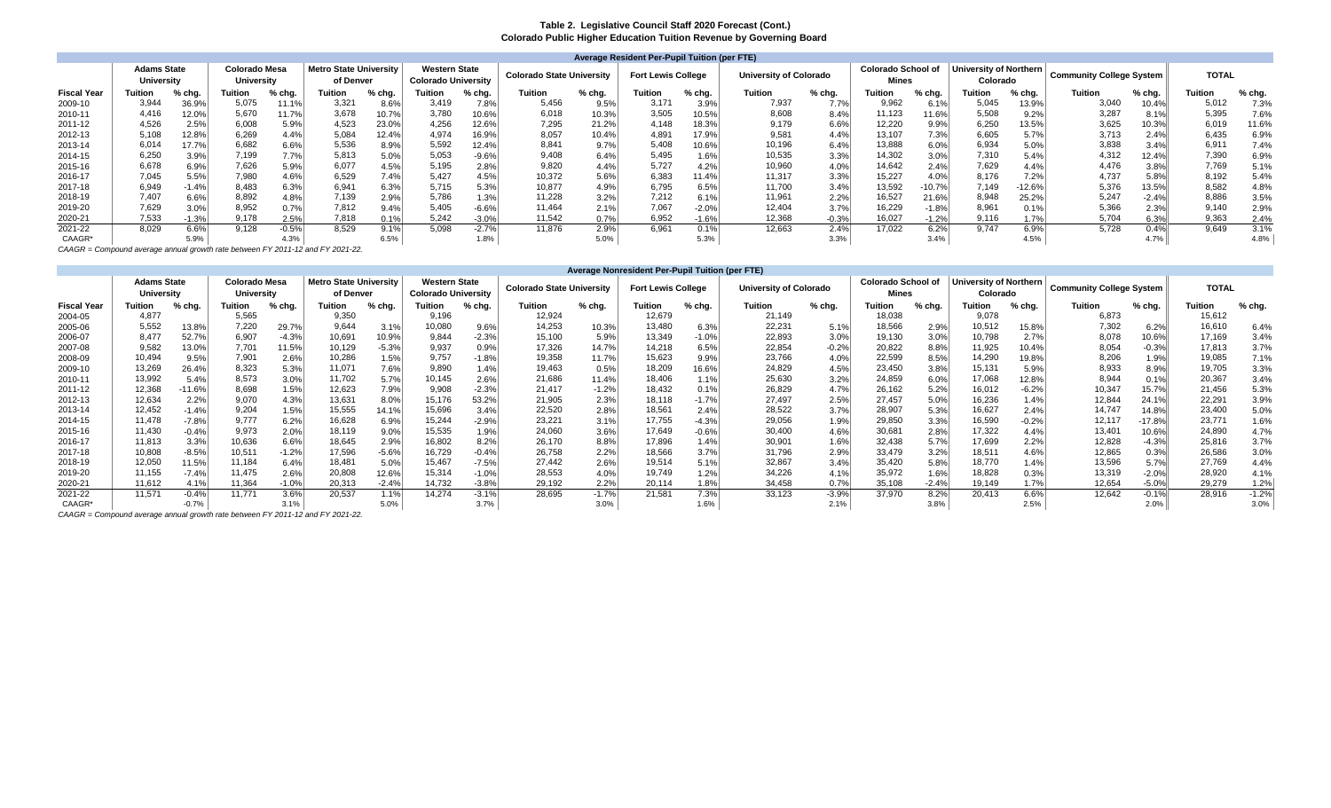**Table 2. Legislative Council Staff 2020 Forecast (Cont.)**
**Colorado Public Higher Education Tuition Revenue by Governing Board**

**Average Resident Per-Pupil Tuition (per FTE)**

| | Adams State University | | Colorado Mesa University | | Metro State University of Denver | | Western State Colorado University | | Colorado State University | | Fort Lewis College | | University of Colorado | | Colorado School of Mines | | University of Northern Colorado | | Community College System | | TOTAL | |
|---|---|---|---|---|---|---|---|---|---|---|---|---|---|---|---|---|---|---|---|---|---|---|
| **Fiscal Year** | **Tuition** | **% chg.** | **Tuition** | **% chg.** | **Tuition** | **% chg.** | **Tuition** | **% chg.** | **Tuition** | **% chg.** | **Tuition** | **% chg.** | **Tuition** | **% chg.** | **Tuition** | **% chg.** | **Tuition** | **% chg.** | **Tuition** | **% chg.** | **Tuition** | **% chg.** |
| 2009-10 | 3,944 | 36.9% | 5,075 | 11.1% | 3,321 | 8.6% | 3,419 | 7.8% | 5,456 | 9.5% | 3,171 | 3.9% | 7,937 | 7.7% | 9,962 | 6.1% | 5,045 | 13.9% | 3,040 | 10.4% | 5,012 | 7.3% |
| 2010-11 | 4,416 | 12.0% | 5,670 | 11.7% | 3,678 | 10.7% | 3,780 | 10.6% | 6,018 | 10.3% | 3,505 | 10.5% | 8,608 | 8.4% | 11,123 | 11.6% | 5,508 | 9.2% | 3,287 | 8.1% | 5,395 | 7.6% |
| 2011-12 | 4,526 | 2.5% | 6,008 | 5.9% | 4,523 | 23.0% | 4,256 | 12.6% | 7,295 | 21.2% | 4,148 | 18.3% | 9,179 | 6.6% | 12,220 | 9.9% | 6,250 | 13.5% | 3,625 | 10.3% | 6,019 | 11.6% |
| 2012-13 | 5,108 | 12.8% | 6,269 | 4.4% | 5,084 | 12.4% | 4,974 | 16.9% | 8,057 | 10.4% | 4,891 | 17.9% | 9,581 | 4.4% | 13,107 | 7.3% | 6,605 | 5.7% | 3,713 | 2.4% | 6,435 | 6.9% |
| 2013-14 | 6,014 | 17.7% | 6,682 | 6.6% | 5,536 | 8.9% | 5,592 | 12.4% | 8,841 | 9.7% | 5,408 | 10.6% | 10,196 | 6.4% | 13,888 | 6.0% | 6,934 | 5.0% | 3,838 | 3.4% | 6,911 | 7.4% |
| 2014-15 | 6,250 | 3.9% | 7,199 | 7.7% | 5,813 | 5.0% | 5,053 | -9.6% | 9,408 | 6.4% | 5,495 | 1.6% | 10,535 | 3.3% | 14,302 | 3.0% | 7,310 | 5.4% | 4,312 | 12.4% | 7,390 | 6.9% |
| 2015-16 | 6,678 | 6.9% | 7,626 | 5.9% | 6,077 | 4.5% | 5,195 | 2.8% | 9,820 | 4.4% | 5,727 | 4.2% | 10,960 | 4.0% | 14,642 | 2.4% | 7,629 | 4.4% | 4,476 | 3.8% | 7,769 | 5.1% |
| 2016-17 | 7,045 | 5.5% | 7,980 | 4.6% | 6,529 | 7.4% | 5,427 | 4.5% | 10,372 | 5.6% | 6,383 | 11.4% | 11,317 | 3.3% | 15,227 | 4.0% | 8,176 | 7.2% | 4,737 | 5.8% | 8,192 | 5.4% |
| 2017-18 | 6,949 | -1.4% | 8,483 | 6.3% | 6,941 | 6.3% | 5,715 | 5.3% | 10,877 | 4.9% | 6,795 | 6.5% | 11,700 | 3.4% | 13,592 | -10.7% | 7,149 | -12.6% | 5,376 | 13.5% | 8,582 | 4.8% |
| 2018-19 | 7,407 | 6.6% | 8,892 | 4.8% | 7,139 | 2.9% | 5,786 | 1.3% | 11,228 | 3.2% | 7,212 | 6.1% | 11,961 | 2.2% | 16,527 | 21.6% | 8,948 | 25.2% | 5,247 | -2.4% | 8,886 | 3.5% |
| 2019-20 | 7,629 | 3.0% | 8,952 | 0.7% | 7,812 | 9.4% | 5,405 | -6.6% | 11,464 | 2.1% | 7,067 | -2.0% | 12,404 | 3.7% | 16,229 | -1.8% | 8,961 | 0.1% | 5,366 | 2.3% | 9,140 | 2.9% |
| 2020-21 | 7,533 | -1.3% | 9,178 | 2.5% | 7,818 | 0.1% | 5,242 | -3.0% | 11,542 | 0.7% | 6,952 | -1.6% | 12,368 | -0.3% | 16,027 | -1.2% | 9,116 | 1.7% | 5,704 | 6.3% | 9,363 | 2.4% |
| 2021-22 | 8,029 | 6.6% | 9,128 | -0.5% | 8,529 | 9.1% | 5,098 | -2.7% | 11,876 | 2.9% | 6,961 | 0.1% | 12,663 | 2.4% | 17,022 | 6.2% | 9,747 | 6.9% | 5,728 | 0.4% | 9,649 | 3.1% |
| CAAGR* | | 5.9% | | 4.3% | | 6.5% | | 1.8% | | 5.0% | | 5.3% | | 3.3% | | 3.4% | | 4.5% | | 4.7% | | 4.8% |

*CAAGR = Compound average annual growth rate between FY 2011-12 and FY 2021-22.*

**Average Nonresident Per-Pupil Tuition (per FTE)**

| | Adams State University | | Colorado Mesa University | | Metro State University of Denver | | Western State Colorado University | | Colorado State University | | Fort Lewis College | | University of Colorado | | Colorado School of Mines | | University of Northern Colorado | | Community College System | | TOTAL | |
|---|---|---|---|---|---|---|---|---|---|---|---|---|---|---|---|---|---|---|---|---|---|---|
| **Fiscal Year** | **Tuition** | **% chg.** | **Tuition** | **% chg.** | **Tuition** | **% chg.** | **Tuition** | **% chg.** | **Tuition** | **% chg.** | **Tuition** | **% chg.** | **Tuition** | **% chg.** | **Tuition** | **% chg.** | **Tuition** | **% chg.** | **Tuition** | **% chg.** | **Tuition** | **% chg.** |
| 2004-05 | 4,877 | | 5,565 | | 9,350 | | 9,196 | | 12,924 | | 12,679 | | 21,149 | | 18,038 | | 9,078 | | 6,873 | | 15,612 | |
| 2005-06 | 5,552 | 13.8% | 7,220 | 29.7% | 9,644 | 3.1% | 10,080 | 9.6% | 14,253 | 10.3% | 13,480 | 6.3% | 22,231 | 5.1% | 18,566 | 2.9% | 10,512 | 15.8% | 7,302 | 6.2% | 16,610 | 6.4% |
| 2006-07 | 8,477 | 52.7% | 6,907 | -4.3% | 10,691 | 10.9% | 9,844 | -2.3% | 15,100 | 5.9% | 13,349 | -1.0% | 22,893 | 3.0% | 19,130 | 3.0% | 10,798 | 2.7% | 8,078 | 10.6% | 17,169 | 3.4% |
| 2007-08 | 9,582 | 13.0% | 7,701 | 11.5% | 10,129 | -5.3% | 9,937 | 0.9% | 17,326 | 14.7% | 14,218 | 6.5% | 22,854 | -0.2% | 20,822 | 8.8% | 11,925 | 10.4% | 8,054 | -0.3% | 17,813 | 3.7% |
| 2008-09 | 10,494 | 9.5% | 7,901 | 2.6% | 10,286 | 1.5% | 9,757 | -1.8% | 19,358 | 11.7% | 15,623 | 9.9% | 23,766 | 4.0% | 22,599 | 8.5% | 14,290 | 19.8% | 8,206 | 1.9% | 19,085 | 7.1% |
| 2009-10 | 13,269 | 26.4% | 8,323 | 5.3% | 11,071 | 7.6% | 9,890 | 1.4% | 19,463 | 0.5% | 18,209 | 16.6% | 24,829 | 4.5% | 23,450 | 3.8% | 15,131 | 5.9% | 8,933 | 8.9% | 19,705 | 3.3% |
| 2010-11 | 13,992 | 5.4% | 8,573 | 3.0% | 11,702 | 5.7% | 10,145 | 2.6% | 21,686 | 11.4% | 18,406 | 1.1% | 25,630 | 3.2% | 24,859 | 6.0% | 17,068 | 12.8% | 8,944 | 0.1% | 20,367 | 3.4% |
| 2011-12 | 12,368 | -11.6% | 8,698 | 1.5% | 12,623 | 7.9% | 9,908 | -2.3% | 21,417 | -1.2% | 18,432 | 0.1% | 26,829 | 4.7% | 26,162 | 5.2% | 16,012 | -6.2% | 10,347 | 15.7% | 21,456 | 5.3% |
| 2012-13 | 12,634 | 2.2% | 9,070 | 4.3% | 13,631 | 8.0% | 15,176 | 53.2% | 21,905 | 2.3% | 18,118 | -1.7% | 27,497 | 2.5% | 27,457 | 5.0% | 16,236 | 1.4% | 12,844 | 24.1% | 22,291 | 3.9% |
| 2013-14 | 12,452 | -1.4% | 9,204 | 1.5% | 15,555 | 14.1% | 15,696 | 3.4% | 22,520 | 2.8% | 18,561 | 2.4% | 28,522 | 3.7% | 28,907 | 5.3% | 16,627 | 2.4% | 14,747 | 14.8% | 23,400 | 5.0% |
| 2014-15 | 11,478 | -7.8% | 9,777 | 6.2% | 16,628 | 6.9% | 15,244 | -2.9% | 23,221 | 3.1% | 17,755 | -4.3% | 29,056 | 1.9% | 29,850 | 3.3% | 16,590 | -0.2% | 12,117 | -17.8% | 23,771 | 1.6% |
| 2015-16 | 11,430 | -0.4% | 9,973 | 2.0% | 18,119 | 9.0% | 15,535 | 1.9% | 24,060 | 3.6% | 17,649 | -0.6% | 30,400 | 4.6% | 30,681 | 2.8% | 17,322 | 4.4% | 13,401 | 10.6% | 24,890 | 4.7% |
| 2016-17 | 11,813 | 3.3% | 10,636 | 6.6% | 18,645 | 2.9% | 16,802 | 8.2% | 26,170 | 8.8% | 17,896 | 1.4% | 30,901 | 1.6% | 32,438 | 5.7% | 17,699 | 2.2% | 12,828 | -4.3% | 25,816 | 3.7% |
| 2017-18 | 10,808 | -8.5% | 10,511 | -1.2% | 17,596 | -5.6% | 16,729 | -0.4% | 26,758 | 2.2% | 18,566 | 3.7% | 31,796 | 2.9% | 33,479 | 3.2% | 18,511 | 4.6% | 12,865 | 0.3% | 26,586 | 3.0% |
| 2018-19 | 12,050 | 11.5% | 11,184 | 6.4% | 18,481 | 5.0% | 15,467 | -7.5% | 27,442 | 2.6% | 19,514 | 5.1% | 32,867 | 3.4% | 35,420 | 5.8% | 18,770 | 1.4% | 13,596 | 5.7% | 27,769 | 4.4% |
| 2019-20 | 11,155 | -7.4% | 11,475 | 2.6% | 20,808 | 12.6% | 15,314 | -1.0% | 28,553 | 4.0% | 19,749 | 1.2% | 34,226 | 4.1% | 35,972 | 1.6% | 18,828 | 0.3% | 13,319 | -2.0% | 28,920 | 4.1% |
| 2020-21 | 11,612 | 4.1% | 11,364 | -1.0% | 20,313 | -2.4% | 14,732 | -3.8% | 29,192 | 2.2% | 20,114 | 1.8% | 34,458 | 0.7% | 35,108 | -2.4% | 19,149 | 1.7% | 12,654 | -5.0% | 29,279 | 1.2% |
| 2021-22 | 11,571 | -0.4% | 11,771 | 3.6% | 20,537 | 1.1% | 14,274 | -3.1% | 28,695 | -1.7% | 21,581 | 7.3% | 33,123 | -3.9% | 37,970 | 8.2% | 20,413 | 6.6% | 12,642 | -0.1% | 28,916 | -1.2% |
| CAAGR* | | -0.7% | | 3.1% | | 5.0% | | 3.7% | | 3.0% | | 1.6% | | 2.1% | | 3.8% | | 2.5% | | 2.0% | | 3.0% |

*CAAGR = Compound average annual growth rate between FY 2011-12 and FY 2021-22.*